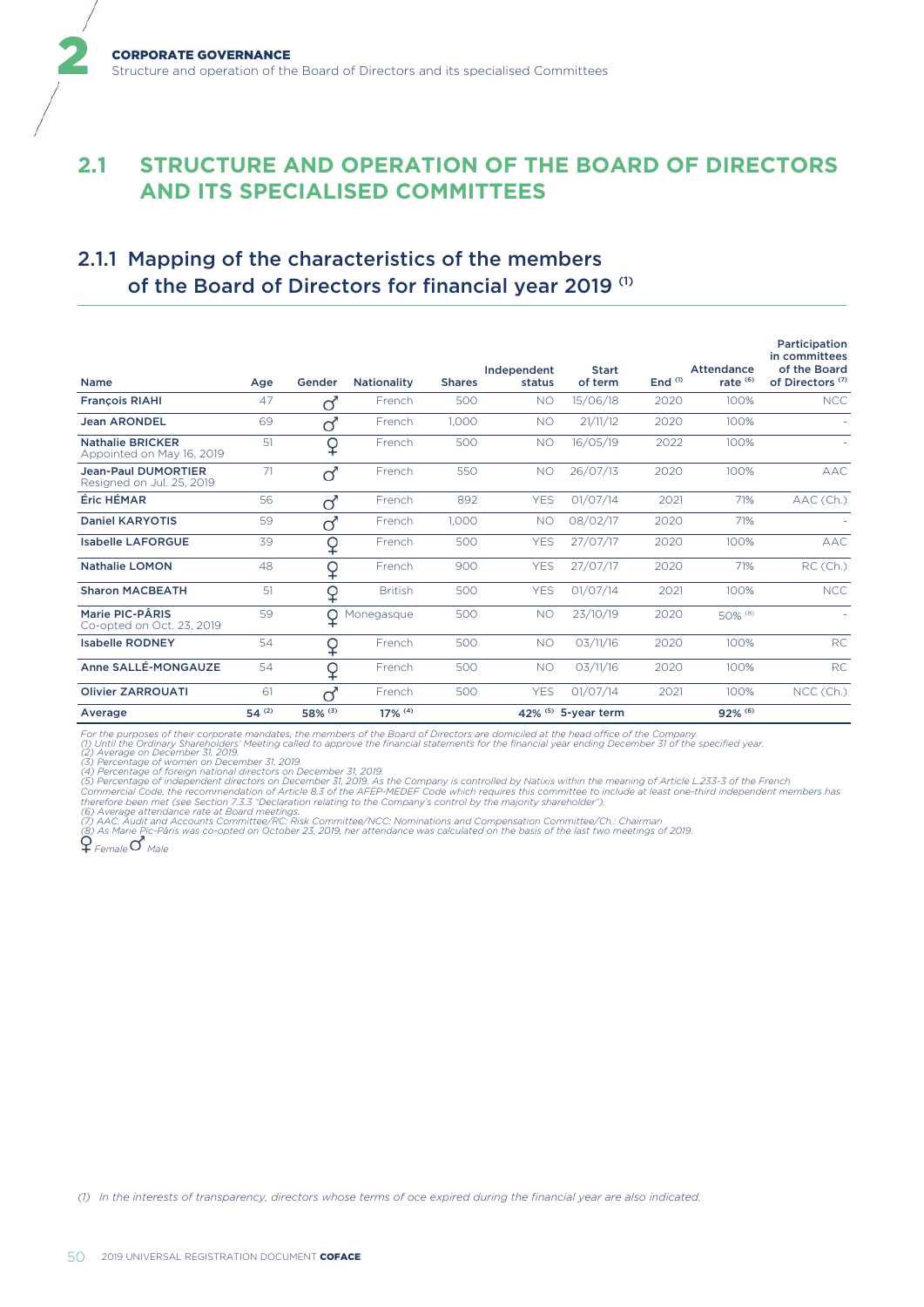## 2.1 STRUCTURE AND OPERATION OF THE BOARD OF DIRECTORS AND ITS SPECIALISED COMMITTEES

### 2.1.1 Mapping of the characteristics of the members of the Board of Directors for financial year 2019 [1]

| Name | Age | Gender | Nationality | Shares | Independent status | Start of term | End [(1)] | Attendance rate [(6)] | Participation in committees of the Board of Directors [(7)] |
|---|---|---|---|---|---|---|---|---|---|
| **François RIAHI** | 47 | ♂ | French | 500 | NO | 15/06/18 | 2020 | 100% | NCC |
| **Jean ARONDEL** | 69 | ♂ | French | 1,000 | NO | 21/11/12 | 2020 | 100% | - |
| **Nathalie BRICKER** Appointed on May 16, 2019 | 51 | ♀ | French | 500 | NO | 16/05/19 | 2022 | 100% | - |
| **Jean-Paul DUMORTIER** Resigned on Jul. 25, 2019 | 71 | ♂ | French | 550 | NO | 26/07/13 | 2020 | 100% | AAC |
| **Éric HÉMAR** | 56 | ♂ | French | 892 | YES | 01/07/14 | 2021 | 71% | AAC (Ch.) |
| **Daniel KARYOTIS** | 59 | ♂ | French | 1,000 | NO | 08/02/17 | 2020 | 71% | - |
| **Isabelle LAFORGUE** | 39 | ♀ | French | 500 | YES | 27/07/17 | 2020 | 100% | AAC |
| **Nathalie LOMON** | 48 | ♀ | French | 900 | YES | 27/07/17 | 2020 | 71% | RC (Ch.) |
| **Sharon MACBEATH** | 51 | ♀ | British | 500 | YES | 01/07/14 | 2021 | 100% | NCC |
| **Marie PIC-PÂRIS** Co-opted on Oct. 23, 2019 | 59 | ♀ | Monegasque | 500 | NO | 23/10/19 | 2020 | 50% [(8)] | - |
| **Isabelle RODNEY** | 54 | ♀ | French | 500 | NO | 03/11/16 | 2020 | 100% | RC |
| **Anne SALLÉ-MONGAUZE** | 54 | ♀ | French | 500 | NO | 03/11/16 | 2020 | 100% | RC |
| **Olivier ZARROUATI** | 61 | ♂ | French | 500 | YES | 01/07/14 | 2021 | 100% | NCC (Ch.) |
| **Average** | 54 [(2)] | 58% [(3)] | 17% [(4)] | | 42% [(5)] | 5-year term | | 92% [(6)] | |

*For the purposes of their corporate mandates, the members of the Board of Directors are domiciled at the head office of the Company.*
*(1) Until the Ordinary Shareholders' Meeting called to approve the financial statements for the financial year ending December 31 of the specified year.*
*(2) Average on December 31, 2019.*
*(3) Percentage of women on December 31, 2019.*
*(4) Percentage of foreign national directors on December 31, 2019.*
*(5) Percentage of independent directors on December 31, 2019. As the Company is controlled by Natixis within the meaning of Article L.233-3 of the French Commercial Code, the recommendation of Article 8.3 of the AFEP-MEDEF Code which requires this committee to include at least one-third independent members has therefore been met (see Section 7.3.3 "Declaration relating to the Company's control by the majority shareholder").*
*(6) Average attendance rate at Board meetings.*
*(7) AAC: Audit and Accounts Committee/RC: Risk Committee/NCC: Nominations and Compensation Committee/Ch.: Chairman*
*(8) As Marie Pic-Pâris was co-opted on October 23, 2019, her attendance was calculated on the basis of the last two meetings of 2019.*

♀ *Female* ♂ *Male*

(1) *In the interests of transparency, directors whose terms of oce expired during the financial year are also indicated.*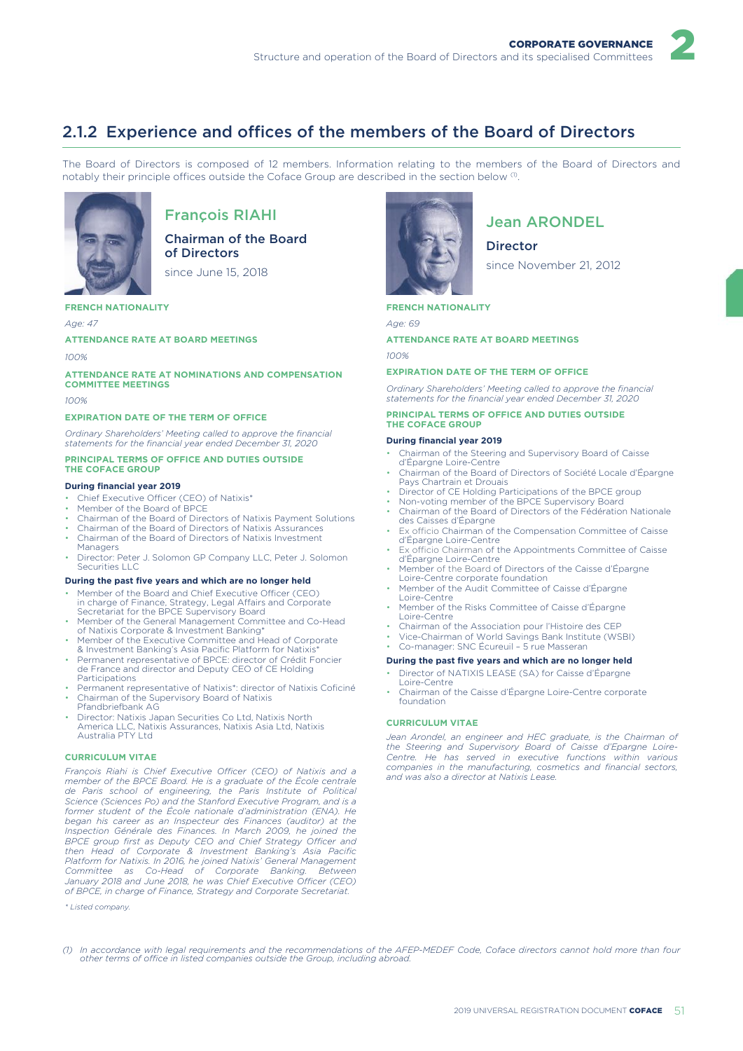## 2.1.2 Experience and offices of the members of the Board of Directors

The Board of Directors is composed of 12 members. Information relating to the members of the Board of Directors and notably their principle offices outside the Coface Group are described in the section below [(1)].

### François RIAHI

**Chairman of the Board of Directors**

since June 15, 2018

**FRENCH NATIONALITY**

*Age: 47*

**ATTENDANCE RATE AT BOARD MEETINGS**

*100%*

**ATTENDANCE RATE AT NOMINATIONS AND COMPENSATION COMMITTEE MEETINGS**

*100%*

**EXPIRATION DATE OF THE TERM OF OFFICE**

*Ordinary Shareholders' Meeting called to approve the financial statements for the financial year ended December 31, 2020*

**PRINCIPAL TERMS OF OFFICE AND DUTIES OUTSIDE THE COFACE GROUP**

**During financial year 2019**

- Chief Executive Officer (CEO) of Natixis*
- Member of the Board of BPCE
- Chairman of the Board of Directors of Natixis Payment Solutions
- Chairman of the Board of Directors of Natixis Assurances
- Chairman of the Board of Directors of Natixis Investment Managers
- Director: Peter J. Solomon GP Company LLC, Peter J. Solomon Securities LLC

**During the past five years and which are no longer held**

- Member of the Board and Chief Executive Officer (CEO) in charge of Finance, Strategy, Legal Affairs and Corporate Secretariat for the BPCE Supervisory Board
- Member of the General Management Committee and Co-Head of Natixis Corporate & Investment Banking*
- Member of the Executive Committee and Head of Corporate & Investment Banking's Asia Pacific Platform for Natixis*
- Permanent representative of BPCE: director of Crédit Foncier de France and director and Deputy CEO of CE Holding Participations
- Permanent representative of Natixis*: director of Natixis Coficiné
- Chairman of the Supervisory Board of Natixis Pfandbriefbank AG
- Director: Natixis Japan Securities Co Ltd, Natixis North America LLC, Natixis Assurances, Natixis Asia Ltd, Natixis Australia PTY Ltd

**CURRICULUM VITAE**

*François Riahi is Chief Executive Officer (CEO) of Natixis and a member of the BPCE Board. He is a graduate of the École centrale de Paris school of engineering, the Paris Institute of Political Science (Sciences Po) and the Stanford Executive Program, and is a former student of the École nationale d'administration (ENA). He began his career as an Inspecteur des Finances (auditor) at the Inspection Générale des Finances. In March 2009, he joined the BPCE group first as Deputy CEO and Chief Strategy Officer and then Head of Corporate & Investment Banking's Asia Pacific Platform for Natixis. In 2016, he joined Natixis' General Management Committee as Co-Head of Corporate Banking. Between January 2018 and June 2018, he was Chief Executive Officer (CEO) of BPCE, in charge of Finance, Strategy and Corporate Secretariat.*

*\* Listed company.*

### Jean ARONDEL

**Director**

since November 21, 2012

**FRENCH NATIONALITY**

*Age: 69*

**ATTENDANCE RATE AT BOARD MEETINGS**

*100%*

**EXPIRATION DATE OF THE TERM OF OFFICE**

*Ordinary Shareholders' Meeting called to approve the financial statements for the financial year ended December 31, 2020*

**PRINCIPAL TERMS OF OFFICE AND DUTIES OUTSIDE THE COFACE GROUP**

**During financial year 2019**

- Chairman of the Steering and Supervisory Board of Caisse d'Épargne Loire-Centre
- Chairman of the Board of Directors of Société Locale d'Épargne Pays Chartrain et Drouais
- Director of CE Holding Participations of the BPCE group
- Non-voting member of the BPCE Supervisory Board
- Chairman of the Board of Directors of the Fédération Nationale des Caisses d'Épargne
- Ex officio Chairman of the Compensation Committee of Caisse d'Épargne Loire-Centre
- Ex officio Chairman of the Appointments Committee of Caisse d'Épargne Loire-Centre
- Member of the Board of Directors of the Caisse d'Épargne Loire-Centre corporate foundation
- Member of the Audit Committee of Caisse d'Épargne Loire-Centre
- Member of the Risks Committee of Caisse d'Épargne Loire-Centre
- Chairman of the Association pour l'Histoire des CEP
- Vice-Chairman of World Savings Bank Institute (WSBI)
- Co-manager: SNC Écureuil – 5 rue Masseran

**During the past five years and which are no longer held**

- Director of NATIXIS LEASE (SA) for Caisse d'Épargne Loire-Centre
- Chairman of the Caisse d'Épargne Loire-Centre corporate foundation

**CURRICULUM VITAE**

*Jean Arondel, an engineer and HEC graduate, is the Chairman of the Steering and Supervisory Board of Caisse d'Épargne Loire-Centre. He has served in executive functions within various companies in the manufacturing, cosmetics and financial sectors, and was also a director at Natixis Lease.*

(1) *In accordance with legal requirements and the recommendations of the AFEP-MEDEF Code, Coface directors cannot hold more than four other terms of office in listed companies outside the Group, including abroad.*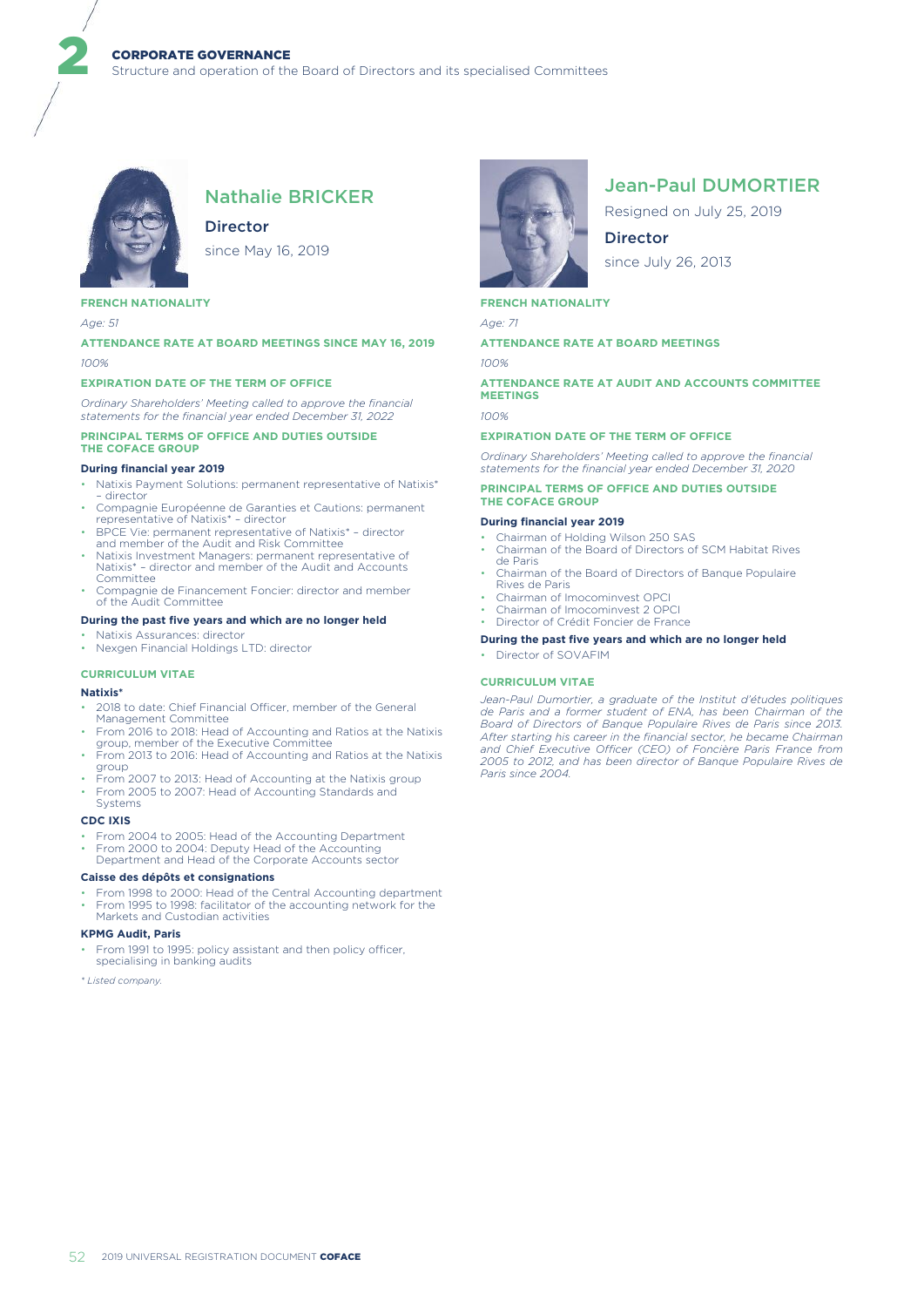## Nathalie BRICKER

**Director**

since May 16, 2019

**FRENCH NATIONALITY**

*Age: 51*

**ATTENDANCE RATE AT BOARD MEETINGS SINCE MAY 16, 2019**

*100%*

**EXPIRATION DATE OF THE TERM OF OFFICE**

*Ordinary Shareholders' Meeting called to approve the financial statements for the financial year ended December 31, 2022*

**PRINCIPAL TERMS OF OFFICE AND DUTIES OUTSIDE THE COFACE GROUP**

**During financial year 2019**

- Natixis Payment Solutions: permanent representative of Natixis* – director
- Compagnie Européenne de Garanties et Cautions: permanent representative of Natixis* – director
- BPCE Vie: permanent representative of Natixis* – director and member of the Audit and Risk Committee
- Natixis Investment Managers: permanent representative of Natixis* – director and member of the Audit and Accounts Committee
- Compagnie de Financement Foncier: director and member of the Audit Committee

**During the past five years and which are no longer held**

- Natixis Assurances: director
- Nexgen Financial Holdings LTD: director

**CURRICULUM VITAE**

**Natixis***

- 2018 to date: Chief Financial Officer, member of the General Management Committee
- From 2016 to 2018: Head of Accounting and Ratios at the Natixis group, member of the Executive Committee
- From 2013 to 2016: Head of Accounting and Ratios at the Natixis group
- From 2007 to 2013: Head of Accounting at the Natixis group
- From 2005 to 2007: Head of Accounting Standards and Systems

**CDC IXIS**

- From 2004 to 2005: Head of the Accounting Department
- From 2000 to 2004: Deputy Head of the Accounting Department and Head of the Corporate Accounts sector

**Caisse des dépôts et consignations**

- From 1998 to 2000: Head of the Central Accounting department
- From 1995 to 1998: facilitator of the accounting network for the Markets and Custodian activities

**KPMG Audit, Paris**

- From 1991 to 1995: policy assistant and then policy officer, specialising in banking audits

*\* Listed company.*

## Jean-Paul DUMORTIER

Resigned on July 25, 2019

**Director**

since July 26, 2013

**FRENCH NATIONALITY**

*Age: 71*

**ATTENDANCE RATE AT BOARD MEETINGS**

*100%*

**ATTENDANCE RATE AT AUDIT AND ACCOUNTS COMMITTEE MEETINGS**

*100%*

**EXPIRATION DATE OF THE TERM OF OFFICE**

*Ordinary Shareholders' Meeting called to approve the financial statements for the financial year ended December 31, 2020*

**PRINCIPAL TERMS OF OFFICE AND DUTIES OUTSIDE THE COFACE GROUP**

**During financial year 2019**

- Chairman of Holding Wilson 250 SAS
- Chairman of the Board of Directors of SCM Habitat Rives de Paris
- Chairman of the Board of Directors of Banque Populaire Rives de Paris
- Chairman of Imocominvest OPCI
- Chairman of Imocominvest 2 OPCI
- Director of Crédit Foncier de France

**During the past five years and which are no longer held**

- Director of SOVAFIM

**CURRICULUM VITAE**

*Jean-Paul Dumortier, a graduate of the Institut d'études politiques de Paris and a former student of ENA, has been Chairman of the Board of Directors of Banque Populaire Rives de Paris since 2013. After starting his career in the financial sector, he became Chairman and Chief Executive Officer (CEO) of Foncière Paris France from 2005 to 2012, and has been director of Banque Populaire Rives de Paris since 2004.*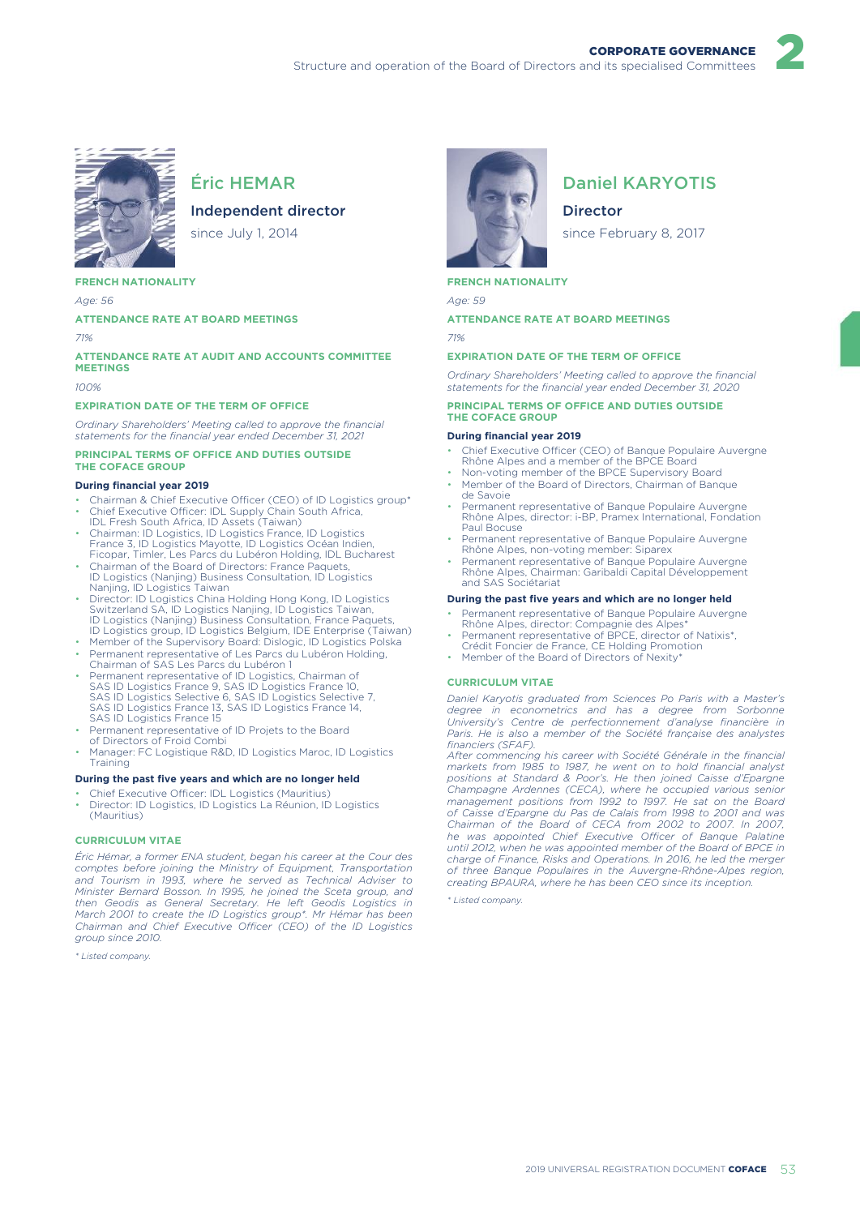## Éric HEMAR

### Independent director

since July 1, 2014

**FRENCH NATIONALITY**

*Age: 56*

**ATTENDANCE RATE AT BOARD MEETINGS**

*71%*

**ATTENDANCE RATE AT AUDIT AND ACCOUNTS COMMITTEE MEETINGS**

*100%*

**EXPIRATION DATE OF THE TERM OF OFFICE**

*Ordinary Shareholders' Meeting called to approve the financial statements for the financial year ended December 31, 2021*

**PRINCIPAL TERMS OF OFFICE AND DUTIES OUTSIDE THE COFACE GROUP**

**During financial year 2019**

- Chairman & Chief Executive Officer (CEO) of ID Logistics group*
- Chief Executive Officer: IDL Supply Chain South Africa, IDL Fresh South Africa, ID Assets (Taiwan)
- Chairman: ID Logistics, ID Logistics France, ID Logistics France 3, ID Logistics Mayotte, ID Logistics Océan Indien, Ficopar, Timler, Les Parcs du Lubéron Holding, IDL Bucharest
- Chairman of the Board of Directors: France Paquets, ID Logistics (Nanjing) Business Consultation, ID Logistics Nanjing, ID Logistics Taiwan
- Director: ID Logistics China Holding Hong Kong, ID Logistics Switzerland SA, ID Logistics Nanjing, ID Logistics Taiwan, ID Logistics (Nanjing) Business Consultation, France Paquets, ID Logistics group, ID Logistics Belgium, IDE Enterprise (Taiwan)
- Member of the Supervisory Board: Dislogic, ID Logistics Polska
- Permanent representative of Les Parcs du Lubéron Holding, Chairman of SAS Les Parcs du Lubéron 1
- Permanent representative of ID Logistics, Chairman of SAS ID Logistics France 9, SAS ID Logistics France 10, SAS ID Logistics Selective 6, SAS ID Logistics Selective 7, SAS ID Logistics France 13, SAS ID Logistics France 14, SAS ID Logistics France 15
- Permanent representative of ID Projets to the Board of Directors of Froid Combi
- Manager: FC Logistique R&D, ID Logistics Maroc, ID Logistics Training

**During the past five years and which are no longer held**

- Chief Executive Officer: IDL Logistics (Mauritius)
- Director: ID Logistics, ID Logistics La Réunion, ID Logistics (Mauritius)

**CURRICULUM VITAE**

*Éric Hémar, a former ENA student, began his career at the Cour des comptes before joining the Ministry of Equipment, Transportation and Tourism in 1993, where he served as Technical Adviser to Minister Bernard Bosson. In 1995, he joined the Sceta group, and then Geodis as General Secretary. He left Geodis Logistics in March 2001 to create the ID Logistics group*. Mr Hémar has been Chairman and Chief Executive Officer (CEO) of the ID Logistics group since 2010.*

*\* Listed company.*

## Daniel KARYOTIS

### Director

since February 8, 2017

**FRENCH NATIONALITY**

*Age: 59*

**ATTENDANCE RATE AT BOARD MEETINGS**

*71%*

**EXPIRATION DATE OF THE TERM OF OFFICE**

*Ordinary Shareholders' Meeting called to approve the financial statements for the financial year ended December 31, 2020*

**PRINCIPAL TERMS OF OFFICE AND DUTIES OUTSIDE THE COFACE GROUP**

**During financial year 2019**

- Chief Executive Officer (CEO) of Banque Populaire Auvergne Rhône Alpes and a member of the BPCE Board
- Non-voting member of the BPCE Supervisory Board
- Member of the Board of Directors, Chairman of Banque de Savoie
- Permanent representative of Banque Populaire Auvergne Rhône Alpes, director: i-BP, Pramex International, Fondation Paul Bocuse
- Permanent representative of Banque Populaire Auvergne Rhône Alpes, non-voting member: Siparex
- Permanent representative of Banque Populaire Auvergne Rhône Alpes, Chairman: Garibaldi Capital Développement and SAS Sociétariat

**During the past five years and which are no longer held**

- Permanent representative of Banque Populaire Auvergne Rhône Alpes, director: Compagnie des Alpes*
- Permanent representative of BPCE, director of Natixis*, Crédit Foncier de France, CE Holding Promotion
- Member of the Board of Directors of Nexity*

**CURRICULUM VITAE**

*Daniel Karyotis graduated from Sciences Po Paris with a Master's degree in econometrics and has a degree from Sorbonne University's Centre de perfectionnement d'analyse financière in Paris. He is also a member of the Société française des analystes financiers (SFAF).*

*After commencing his career with Société Générale in the financial markets from 1985 to 1987, he went on to hold financial analyst positions at Standard & Poor's. He then joined Caisse d'Epargne Champagne Ardennes (CECA), where he occupied various senior management positions from 1992 to 1997. He sat on the Board of Caisse d'Epargne du Pas de Calais from 1998 to 2001 and was Chairman of the Board of CECA from 2002 to 2007. In 2007, he was appointed Chief Executive Officer of Banque Palatine until 2012, when he was appointed member of the Board of BPCE in charge of Finance, Risks and Operations. In 2016, he led the merger of three Banque Populaires in the Auvergne-Rhône-Alpes region, creating BPAURA, where he has been CEO since its inception.*

*\* Listed company.*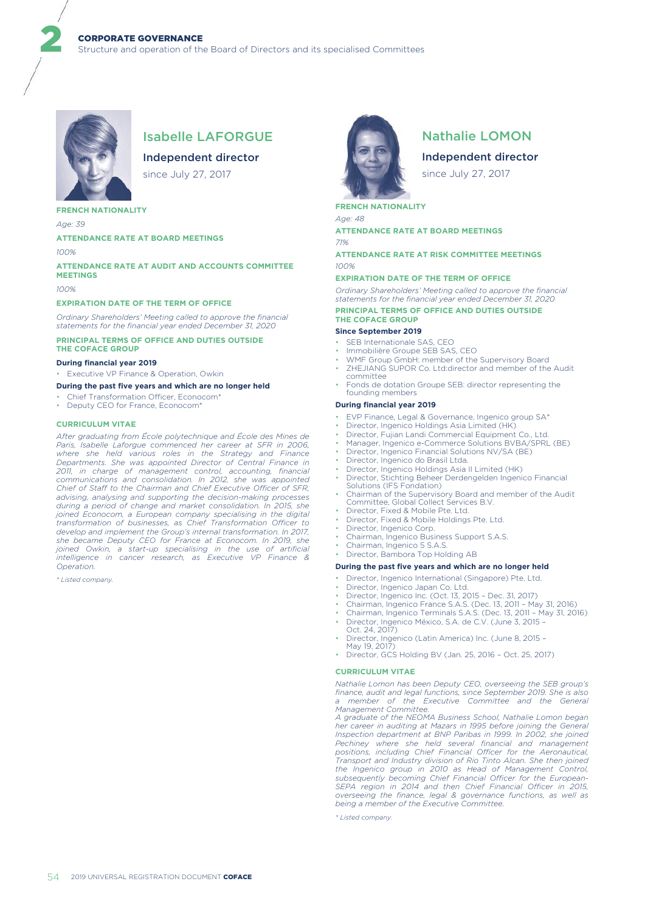## Isabelle LAFORGUE

### Independent director

since July 27, 2017

**FRENCH NATIONALITY**

*Age: 39*

**ATTENDANCE RATE AT BOARD MEETINGS**

*100%*

**ATTENDANCE RATE AT AUDIT AND ACCOUNTS COMMITTEE MEETINGS**

*100%*

**EXPIRATION DATE OF THE TERM OF OFFICE**

*Ordinary Shareholders' Meeting called to approve the financial statements for the financial year ended December 31, 2020*

**PRINCIPAL TERMS OF OFFICE AND DUTIES OUTSIDE THE COFACE GROUP**

**During financial year 2019**

- Executive VP Finance & Operation, Owkin

**During the past five years and which are no longer held**

- Chief Transformation Officer, Econocom*
- Deputy CEO for France, Econocom*

**CURRICULUM VITAE**

*After graduating from École polytechnique and École des Mines de Paris, Isabelle Laforgue commenced her career at SFR in 2006, where she held various roles in the Strategy and Finance Departments. She was appointed Director of Central Finance in 2011, in charge of management control, accounting, financial communications and consolidation. In 2012, she was appointed Chief of Staff to the Chairman and Chief Executive Officer of SFR, advising, analysing and supporting the decision-making processes during a period of change and market consolidation. In 2015, she joined Econocom, a European company specialising in the digital transformation of businesses, as Chief Transformation Officer to develop and implement the Group's internal transformation. In 2017, she became Deputy CEO for France at Econocom. In 2019, she joined Owkin, a start-up specialising in the use of artificial intelligence in cancer research, as Executive VP Finance & Operation.*

*\* Listed company.*

## Nathalie LOMON

### Independent director

since July 27, 2017

**FRENCH NATIONALITY**

*Age: 48*

**ATTENDANCE RATE AT BOARD MEETINGS**

*71%*

**ATTENDANCE RATE AT RISK COMMITTEE MEETINGS**

*100%*

**EXPIRATION DATE OF THE TERM OF OFFICE**

*Ordinary Shareholders' Meeting called to approve the financial statements for the financial year ended December 31, 2020*

**PRINCIPAL TERMS OF OFFICE AND DUTIES OUTSIDE THE COFACE GROUP**

**Since September 2019**

- SEB Internationale SAS, CEO
- Immobilière Groupe SEB SAS, CEO
- WMF Group GmbH: member of the Supervisory Board
- ZHEJIANG SUPOR Co. Ltd:director and member of the Audit committee
- Fonds de dotation Groupe SEB: director representing the founding members

**During financial year 2019**

- EVP Finance, Legal & Governance, Ingenico group SA*
- Director, Ingenico Holdings Asia Limited (HK)
- Director, Fujian Landi Commercial Equipment Co., Ltd.
- Manager, Ingenico e-Commerce Solutions BVBA/SPRL (BE)
- Director, Ingenico Financial Solutions NV/SA (BE)
- Director, Ingenico do Brasil Ltda.
- Director, Ingenico Holdings Asia II Limited (HK)
- Director, Stichting Beheer Derdengelden Ingenico Financial Solutions (IFS Fondation)
- Chairman of the Supervisory Board and member of the Audit Committee, Global Collect Services B.V.
- Director, Fixed & Mobile Pte. Ltd.
- Director, Fixed & Mobile Holdings Pte. Ltd.
- Director, Ingenico Corp.
- Chairman, Ingenico Business Support S.A.S.
- Chairman, Ingenico 5 S.A.S.
- Director, Bambora Top Holding AB

**During the past five years and which are no longer held**

- Director, Ingenico International (Singapore) Pte. Ltd.
- Director, Ingenico Japan Co. Ltd.
- Director, Ingenico Inc. (Oct. 13, 2015 – Dec. 31, 2017)
- Chairman, Ingenico France S.A.S. (Dec. 13, 2011 – May 31, 2016)
- Chairman, Ingenico Terminals S.A.S. (Dec. 13, 2011 – May 31, 2016)
- Director, Ingenico México, S.A. de C.V. (June 3, 2015 – Oct. 24, 2017)
- Director, Ingenico (Latin America) Inc. (June 8, 2015 – May 19, 2017)
- Director, GCS Holding BV (Jan. 25, 2016 – Oct. 25, 2017)

**CURRICULUM VITAE**

*Nathalie Lomon has been Deputy CEO, overseeing the SEB group's finance, audit and legal functions, since September 2019. She is also a member of the Executive Committee and the General Management Committee.*

*A graduate of the NEOMA Business School, Nathalie Lomon began her career in auditing at Mazars in 1995 before joining the General Inspection department at BNP Paribas in 1999. In 2002, she joined Pechiney where she held several financial and management positions, including Chief Financial Officer for the Aeronautical, Transport and Industry division of Rio Tinto Alcan. She then joined the Ingenico group in 2010 as Head of Management Control, subsequently becoming Chief Financial Officer for the European-SEPA region in 2014 and then Chief Financial Officer in 2015, overseeing the finance, legal & governance functions, as well as being a member of the Executive Committee.*

*\* Listed company.*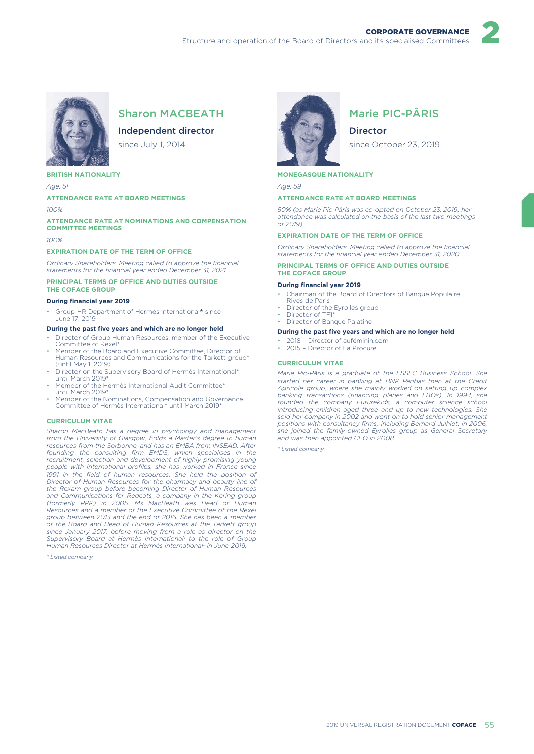## Sharon MACBEATH

### Independent director

since July 1, 2014

**BRITISH NATIONALITY**

*Age: 51*

**ATTENDANCE RATE AT BOARD MEETINGS**

*100%*

**ATTENDANCE RATE AT NOMINATIONS AND COMPENSATION COMMITTEE MEETINGS**

*100%*

**EXPIRATION DATE OF THE TERM OF OFFICE**

*Ordinary Shareholders' Meeting called to approve the financial statements for the financial year ended December 31, 2021*

**PRINCIPAL TERMS OF OFFICE AND DUTIES OUTSIDE THE COFACE GROUP**

**During financial year 2019**

- Group HR Department of Hermès International* since June 17, 2019

**During the past five years and which are no longer held**

- Director of Group Human Resources, member of the Executive Committee of Rexel*
- Member of the Board and Executive Committee, Director of Human Resources and Communications for the Tarkett group* (until May 1, 2019)
- Director on the Supervisory Board of Hermès International* until March 2019*
- Member of the Hermès International Audit Committee* until March 2019*
- Member of the Nominations, Compensation and Governance Committee of Hermès International* until March 2019*

**CURRICULUM VITAE**

*Sharon MacBeath has a degree in psychology and management from the University of Glasgow, holds a Master's degree in human resources from the Sorbonne, and has an EMBA from INSEAD. After founding the consulting firm EMDS, which specialises in the recruitment, selection and development of highly promising young people with international profiles, she has worked in France since 1991 in the field of human resources. She held the position of Director of Human Resources for the pharmacy and beauty line of the Rexam group before becoming Director of Human Resources and Communications for Redcats, a company in the Kering group (formerly PPR) in 2005. Ms MacBeath was Head of Human Resources and a member of the Executive Committee of the Rexel group between 2013 and the end of 2016. She has been a member of the Board and Head of Human Resources at the Tarkett group since January 2017, before moving from a role as director on the Supervisory Board at Hermès International* to the role of Group Human Resources Director at Hermès International* in June 2019.*

*\* Listed company.*

## Marie PIC-PÂRIS

### Director

since October 23, 2019

**MONEGASQUE NATIONALITY**

*Age: 59*

**ATTENDANCE RATE AT BOARD MEETINGS**

*50% (as Marie Pic-Pâris was co-opted on October 23, 2019, her attendance was calculated on the basis of the last two meetings of 2019)*

**EXPIRATION DATE OF THE TERM OF OFFICE**

*Ordinary Shareholders' Meeting called to approve the financial statements for the financial year ended December 31, 2020*

**PRINCIPAL TERMS OF OFFICE AND DUTIES OUTSIDE THE COFACE GROUP**

**During financial year 2019**

- Chairman of the Board of Directors of Banque Populaire Rives de Paris
- Director of the Eyrolles group
- Director of TF1*
- Director of Banque Palatine

**During the past five years and which are no longer held**

- 2018 – Director of auféminin.com
- 2015 – Director of La Procure

**CURRICULUM VITAE**

*Marie Pic-Pâris is a graduate of the ESSEC Business School. She started her career in banking at BNP Paribas then at the Crédit Agricole group, where she mainly worked on setting up complex banking transactions (financing planes and LBOs). In 1994, she founded the company Futurekids, a computer science school introducing children aged three and up to new technologies. She sold her company in 2002 and went on to hold senior management positions with consultancy firms, including Bernard Julhiet. In 2006, she joined the family-owned Eyrolles group as General Secretary and was then appointed CEO in 2008.*

*\* Listed company.*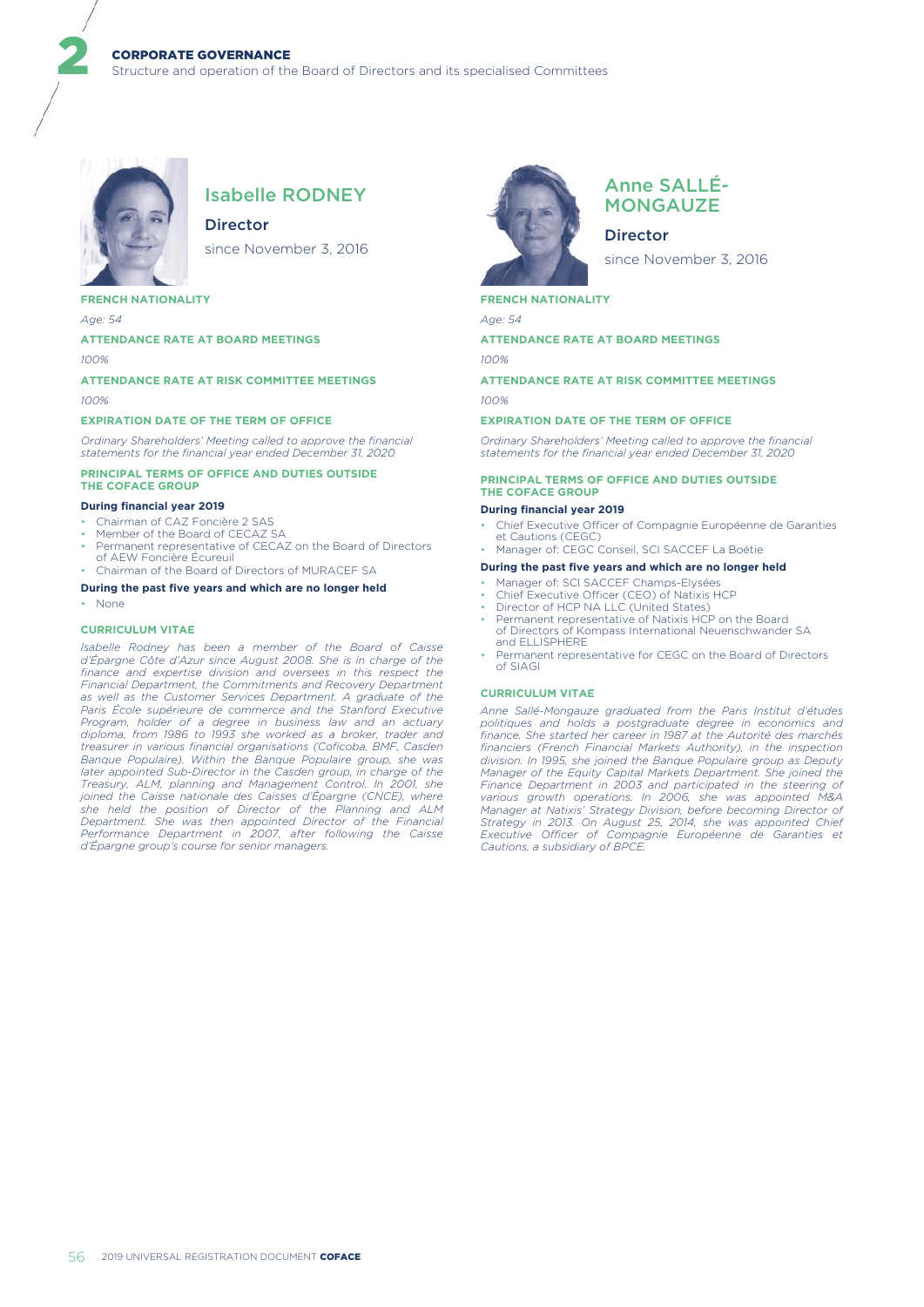## Isabelle RODNEY

**Director**

since November 3, 2016

**FRENCH NATIONALITY**

*Age: 54*

**ATTENDANCE RATE AT BOARD MEETINGS**

*100%*

**ATTENDANCE RATE AT RISK COMMITTEE MEETINGS**

*100%*

**EXPIRATION DATE OF THE TERM OF OFFICE**

*Ordinary Shareholders' Meeting called to approve the financial statements for the financial year ended December 31, 2020*

**PRINCIPAL TERMS OF OFFICE AND DUTIES OUTSIDE THE COFACE GROUP**

**During financial year 2019**

- Chairman of CAZ Foncière 2 SAS
- Member of the Board of CECAZ SA
- Permanent representative of CECAZ on the Board of Directors of AEW Foncière Écureuil
- Chairman of the Board of Directors of MURACEF SA

**During the past five years and which are no longer held**

- None

**CURRICULUM VITAE**

*Isabelle Rodney has been a member of the Board of Caisse d'Épargne Côte d'Azur since August 2008. She is in charge of the finance and expertise division and oversees in this respect the Financial Department, the Commitments and Recovery Department as well as the Customer Services Department. A graduate of the Paris École supérieure de commerce and the Stanford Executive Program, holder of a degree in business law and an actuary diploma, from 1986 to 1993 she worked as a broker, trader and treasurer in various financial organisations (Coficoba, BMF, Casden Banque Populaire). Within the Banque Populaire group, she was later appointed Sub-Director in the Casden group, in charge of the Treasury, ALM, planning and Management Control. In 2001, she joined the Caisse nationale des Caisses d'Épargne (CNCE), where she held the position of Director of the Planning and ALM Department. She was then appointed Director of the Financial Performance Department in 2007, after following the Caisse d'Épargne group's course for senior managers.*

## Anne SALLÉ-MONGAUZE

**Director**

since November 3, 2016

**FRENCH NATIONALITY**

*Age: 54*

**ATTENDANCE RATE AT BOARD MEETINGS**

*100%*

**ATTENDANCE RATE AT RISK COMMITTEE MEETINGS**

*100%*

**EXPIRATION DATE OF THE TERM OF OFFICE**

*Ordinary Shareholders' Meeting called to approve the financial statements for the financial year ended December 31, 2020*

**PRINCIPAL TERMS OF OFFICE AND DUTIES OUTSIDE THE COFACE GROUP**

**During financial year 2019**

- Chief Executive Officer of Compagnie Européenne de Garanties et Cautions (CEGC)
- Manager of: CEGC Conseil, SCI SACCEF La Boétie

**During the past five years and which are no longer held**

- Manager of: SCI SACCEF Champs-Elysées
- Chief Executive Officer (CEO) of Natixis HCP
- Director of HCP NA LLC (United States)
- Permanent representative of Natixis HCP on the Board of Directors of Kompass International Neuenschwander SA and ELLISPHERE
- Permanent representative for CEGC on the Board of Directors of SIAGI

**CURRICULUM VITAE**

*Anne Sallé-Mongauze graduated from the Paris Institut d'études politiques and holds a postgraduate degree in economics and finance. She started her career in 1987 at the Autorité des marchés financiers (French Financial Markets Authority), in the inspection division. In 1995, she joined the Banque Populaire group as Deputy Manager of the Equity Capital Markets Department. She joined the Finance Department in 2003 and participated in the steering of various growth operations. In 2006, she was appointed M&A Manager at Natixis' Strategy Division, before becoming Director of Strategy in 2013. On August 25, 2014, she was appointed Chief Executive Officer of Compagnie Européenne de Garanties et Cautions, a subsidiary of BPCE.*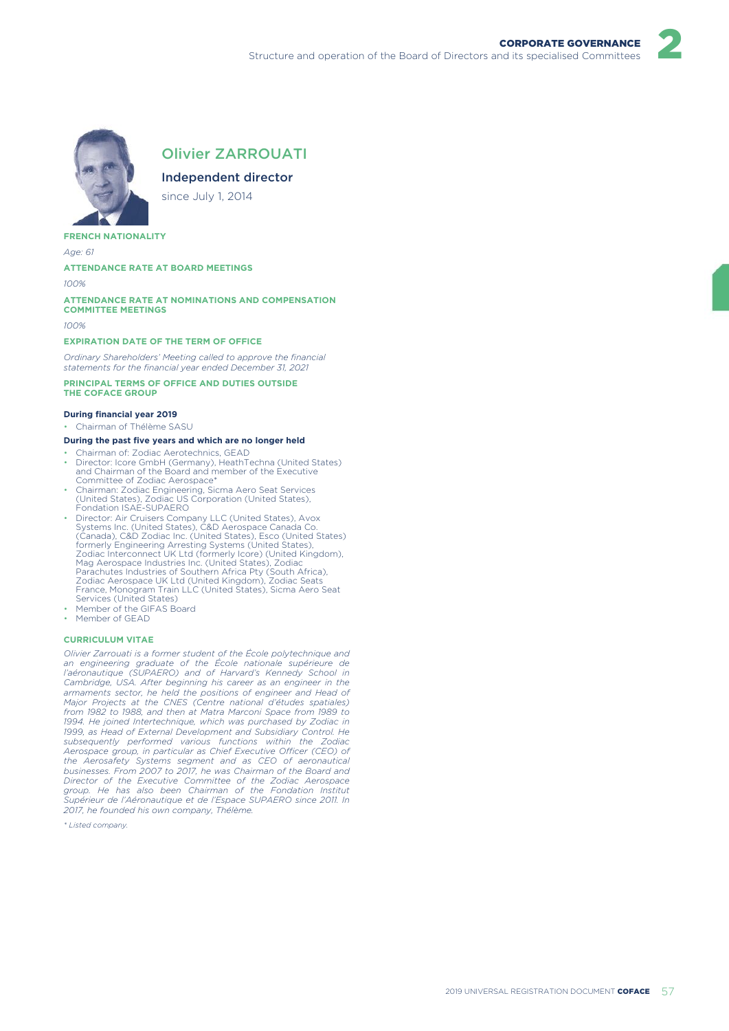## Olivier ZARROUATI

### Independent director

since July 1, 2014

**FRENCH NATIONALITY**

*Age: 61*

**ATTENDANCE RATE AT BOARD MEETINGS**

*100%*

**ATTENDANCE RATE AT NOMINATIONS AND COMPENSATION COMMITTEE MEETINGS**

*100%*

**EXPIRATION DATE OF THE TERM OF OFFICE**

*Ordinary Shareholders' Meeting called to approve the financial statements for the financial year ended December 31, 2021*

**PRINCIPAL TERMS OF OFFICE AND DUTIES OUTSIDE THE COFACE GROUP**

**During financial year 2019**

- Chairman of Thélème SASU

**During the past five years and which are no longer held**

- Chairman of: Zodiac Aerotechnics, GEAD
- Director: Icore GmbH (Germany), HeathTechna (United States) and Chairman of the Board and member of the Executive Committee of Zodiac Aerospace*
- Chairman: Zodiac Engineering, Sicma Aero Seat Services (United States), Zodiac US Corporation (United States), Fondation ISAE-SUPAERO
- Director: Air Cruisers Company LLC (United States), Avox Systems Inc. (United States), C&D Aerospace Canada Co. (Canada), C&D Zodiac Inc. (United States), Esco (United States) formerly Engineering Arresting Systems (United States), Zodiac Interconnect UK Ltd (formerly Icore) (United Kingdom), Mag Aerospace Industries Inc. (United States), Zodiac Parachutes Industries of Southern Africa Pty (South Africa), Zodiac Aerospace UK Ltd (United Kingdom), Zodiac Seats France, Monogram Train LLC (United States), Sicma Aero Seat Services (United States)
- Member of the GIFAS Board
- Member of GEAD

**CURRICULUM VITAE**

*Olivier Zarrouati is a former student of the École polytechnique and an engineering graduate of the École nationale supérieure de l'aéronautique (SUPAERO) and of Harvard's Kennedy School in Cambridge, USA. After beginning his career as an engineer in the armaments sector, he held the positions of engineer and Head of Major Projects at the CNES (Centre national d'études spatiales) from 1982 to 1988, and then at Matra Marconi Space from 1989 to 1994. He joined Intertechnique, which was purchased by Zodiac in 1999, as Head of External Development and Subsidiary Control. He subsequently performed various functions within the Zodiac Aerospace group, in particular as Chief Executive Officer (CEO) of the Aerosafety Systems segment and as CEO of aeronautical businesses. From 2007 to 2017, he was Chairman of the Board and Director of the Executive Committee of the Zodiac Aerospace group. He has also been Chairman of the Fondation Institut Supérieur de l'Aéronautique et de l'Espace SUPAERO since 2011. In 2017, he founded his own company, Thélème.*

*\* Listed company.*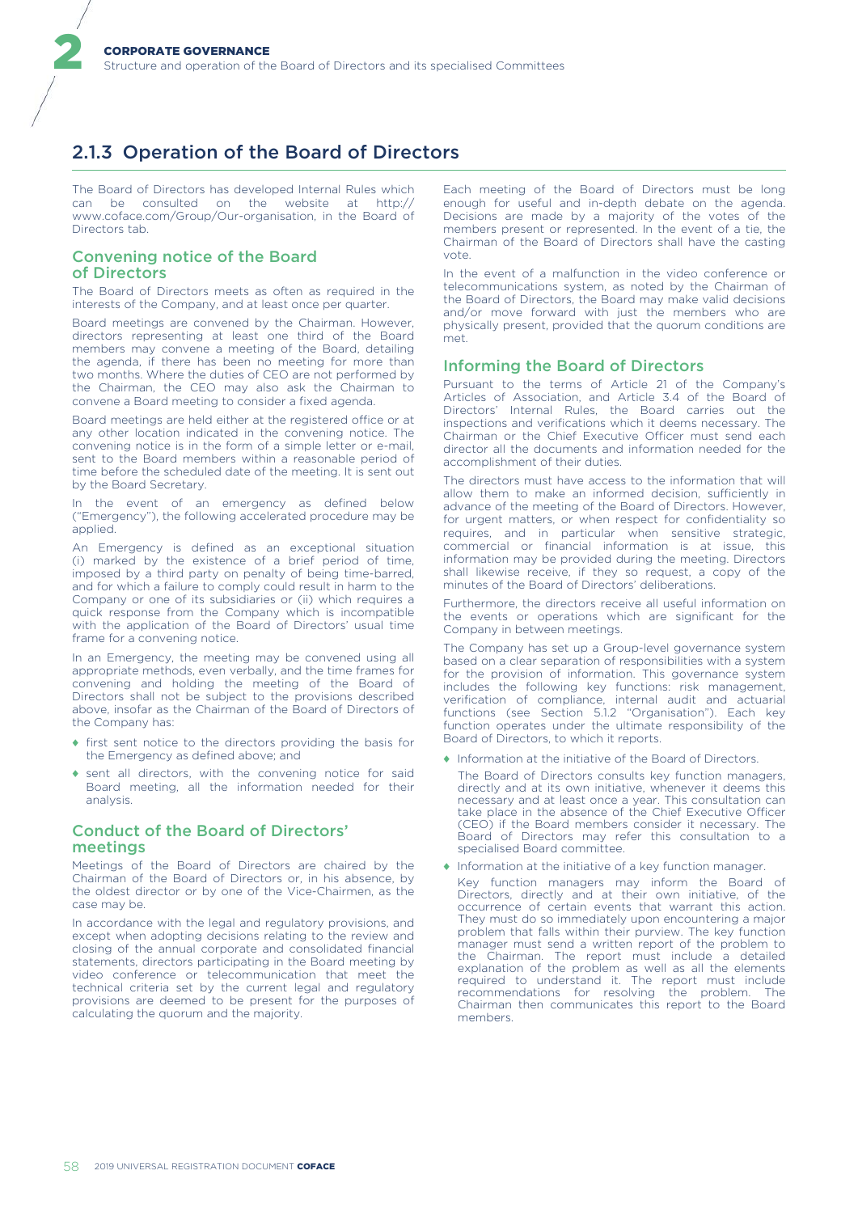## 2.1.3 Operation of the Board of Directors

The Board of Directors has developed Internal Rules which can be consulted on the website at http://www.coface.com/Group/Our-organisation, in the Board of Directors tab.

### Convening notice of the Board of Directors

The Board of Directors meets as often as required in the interests of the Company, and at least once per quarter.

Board meetings are convened by the Chairman. However, directors representing at least one third of the Board members may convene a meeting of the Board, detailing the agenda, if there has been no meeting for more than two months. Where the duties of CEO are not performed by the Chairman, the CEO may also ask the Chairman to convene a Board meeting to consider a fixed agenda.

Board meetings are held either at the registered office or at any other location indicated in the convening notice. The convening notice is in the form of a simple letter or e-mail, sent to the Board members within a reasonable period of time before the scheduled date of the meeting. It is sent out by the Board Secretary.

In the event of an emergency as defined below ("Emergency"), the following accelerated procedure may be applied.

An Emergency is defined as an exceptional situation (i) marked by the existence of a brief period of time, imposed by a third party on penalty of being time-barred, and for which a failure to comply could result in harm to the Company or one of its subsidiaries or (ii) which requires a quick response from the Company which is incompatible with the application of the Board of Directors' usual time frame for a convening notice.

In an Emergency, the meeting may be convened using all appropriate methods, even verbally, and the time frames for convening and holding the meeting of the Board of Directors shall not be subject to the provisions described above, insofar as the Chairman of the Board of Directors of the Company has:

- first sent notice to the directors providing the basis for the Emergency as defined above; and
- sent all directors, with the convening notice for said Board meeting, all the information needed for their analysis.

### Conduct of the Board of Directors' meetings

Meetings of the Board of Directors are chaired by the Chairman of the Board of Directors or, in his absence, by the oldest director or by one of the Vice-Chairmen, as the case may be.

In accordance with the legal and regulatory provisions, and except when adopting decisions relating to the review and closing of the annual corporate and consolidated financial statements, directors participating in the Board meeting by video conference or telecommunication that meet the technical criteria set by the current legal and regulatory provisions are deemed to be present for the purposes of calculating the quorum and the majority.

Each meeting of the Board of Directors must be long enough for useful and in-depth debate on the agenda. Decisions are made by a majority of the votes of the members present or represented. In the event of a tie, the Chairman of the Board of Directors shall have the casting vote.

In the event of a malfunction in the video conference or telecommunications system, as noted by the Chairman of the Board of Directors, the Board may make valid decisions and/or move forward with just the members who are physically present, provided that the quorum conditions are met.

### Informing the Board of Directors

Pursuant to the terms of Article 21 of the Company's Articles of Association, and Article 3.4 of the Board of Directors' Internal Rules, the Board carries out the inspections and verifications which it deems necessary. The Chairman or the Chief Executive Officer must send each director all the documents and information needed for the accomplishment of their duties.

The directors must have access to the information that will allow them to make an informed decision, sufficiently in advance of the meeting of the Board of Directors. However, for urgent matters, or when respect for confidentiality so requires, and in particular when sensitive strategic, commercial or financial information is at issue, this information may be provided during the meeting. Directors shall likewise receive, if they so request, a copy of the minutes of the Board of Directors' deliberations.

Furthermore, the directors receive all useful information on the events or operations which are significant for the Company in between meetings.

The Company has set up a Group-level governance system based on a clear separation of responsibilities with a system for the provision of information. This governance system includes the following key functions: risk management, verification of compliance, internal audit and actuarial functions (see Section 5.1.2 "Organisation"). Each key function operates under the ultimate responsibility of the Board of Directors, to which it reports.

- Information at the initiative of the Board of Directors.

  The Board of Directors consults key function managers, directly and at its own initiative, whenever it deems this necessary and at least once a year. This consultation can take place in the absence of the Chief Executive Officer (CEO) if the Board members consider it necessary. The Board of Directors may refer this consultation to a specialised Board committee.

- Information at the initiative of a key function manager.

  Key function managers may inform the Board of Directors, directly and at their own initiative, of the occurrence of certain events that warrant this action. They must do so immediately upon encountering a major problem that falls within their purview. The key function manager must send a written report of the problem to the Chairman. The report must include a detailed explanation of the problem as well as all the elements required to understand it. The report must include recommendations for resolving the problem. The Chairman then communicates this report to the Board members.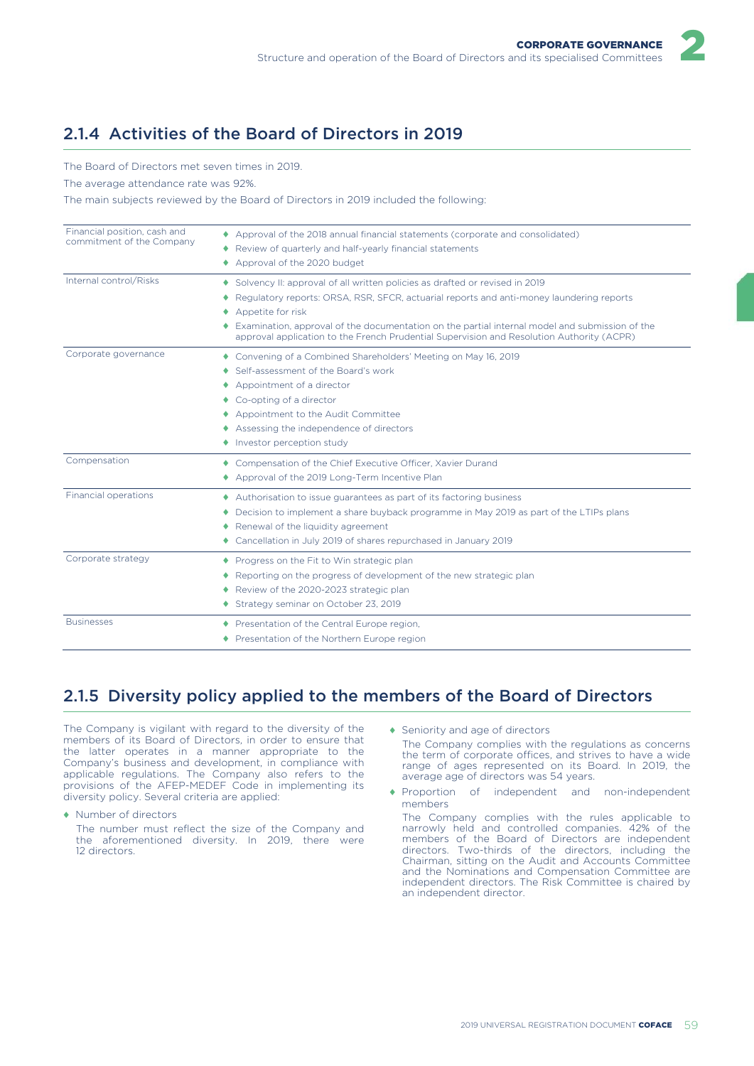## 2.1.4 Activities of the Board of Directors in 2019

The Board of Directors met seven times in 2019.

The average attendance rate was 92%.

The main subjects reviewed by the Board of Directors in 2019 included the following:

| | |
|---|---|
| Financial position, cash and commitment of the Company | ♦ Approval of the 2018 annual financial statements (corporate and consolidated)<br>♦ Review of quarterly and half-yearly financial statements<br>♦ Approval of the 2020 budget |
| Internal control/Risks | ♦ Solvency II: approval of all written policies as drafted or revised in 2019<br>♦ Regulatory reports: ORSA, RSR, SFCR, actuarial reports and anti-money laundering reports<br>♦ Appetite for risk<br>♦ Examination, approval of the documentation on the partial internal model and submission of the approval application to the French Prudential Supervision and Resolution Authority (ACPR) |
| Corporate governance | ♦ Convening of a Combined Shareholders' Meeting on May 16, 2019<br>♦ Self-assessment of the Board's work<br>♦ Appointment of a director<br>♦ Co-opting of a director<br>♦ Appointment to the Audit Committee<br>♦ Assessing the independence of directors<br>♦ Investor perception study |
| Compensation | ♦ Compensation of the Chief Executive Officer, Xavier Durand<br>♦ Approval of the 2019 Long-Term Incentive Plan |
| Financial operations | ♦ Authorisation to issue guarantees as part of its factoring business<br>♦ Decision to implement a share buyback programme in May 2019 as part of the LTIPs plans<br>♦ Renewal of the liquidity agreement<br>♦ Cancellation in July 2019 of shares repurchased in January 2019 |
| Corporate strategy | ♦ Progress on the Fit to Win strategic plan<br>♦ Reporting on the progress of development of the new strategic plan<br>♦ Review of the 2020-2023 strategic plan<br>♦ Strategy seminar on October 23, 2019 |
| Businesses | ♦ Presentation of the Central Europe region,<br>♦ Presentation of the Northern Europe region |

## 2.1.5 Diversity policy applied to the members of the Board of Directors

The Company is vigilant with regard to the diversity of the members of its Board of Directors, in order to ensure that the latter operates in a manner appropriate to the Company's business and development, in compliance with applicable regulations. The Company also refers to the provisions of the AFEP-MEDEF Code in implementing its diversity policy. Several criteria are applied:

- Number of directors

  The number must reflect the size of the Company and the aforementioned diversity. In 2019, there were 12 directors.

- Seniority and age of directors

  The Company complies with the regulations as concerns the term of corporate offices, and strives to have a wide range of ages represented on its Board. In 2019, the average age of directors was 54 years.

- Proportion of independent and non-independent members

  The Company complies with the rules applicable to narrowly held and controlled companies. 42% of the members of the Board of Directors are independent directors. Two-thirds of the directors, including the Chairman, sitting on the Audit and Accounts Committee and the Nominations and Compensation Committee are independent directors. The Risk Committee is chaired by an independent director.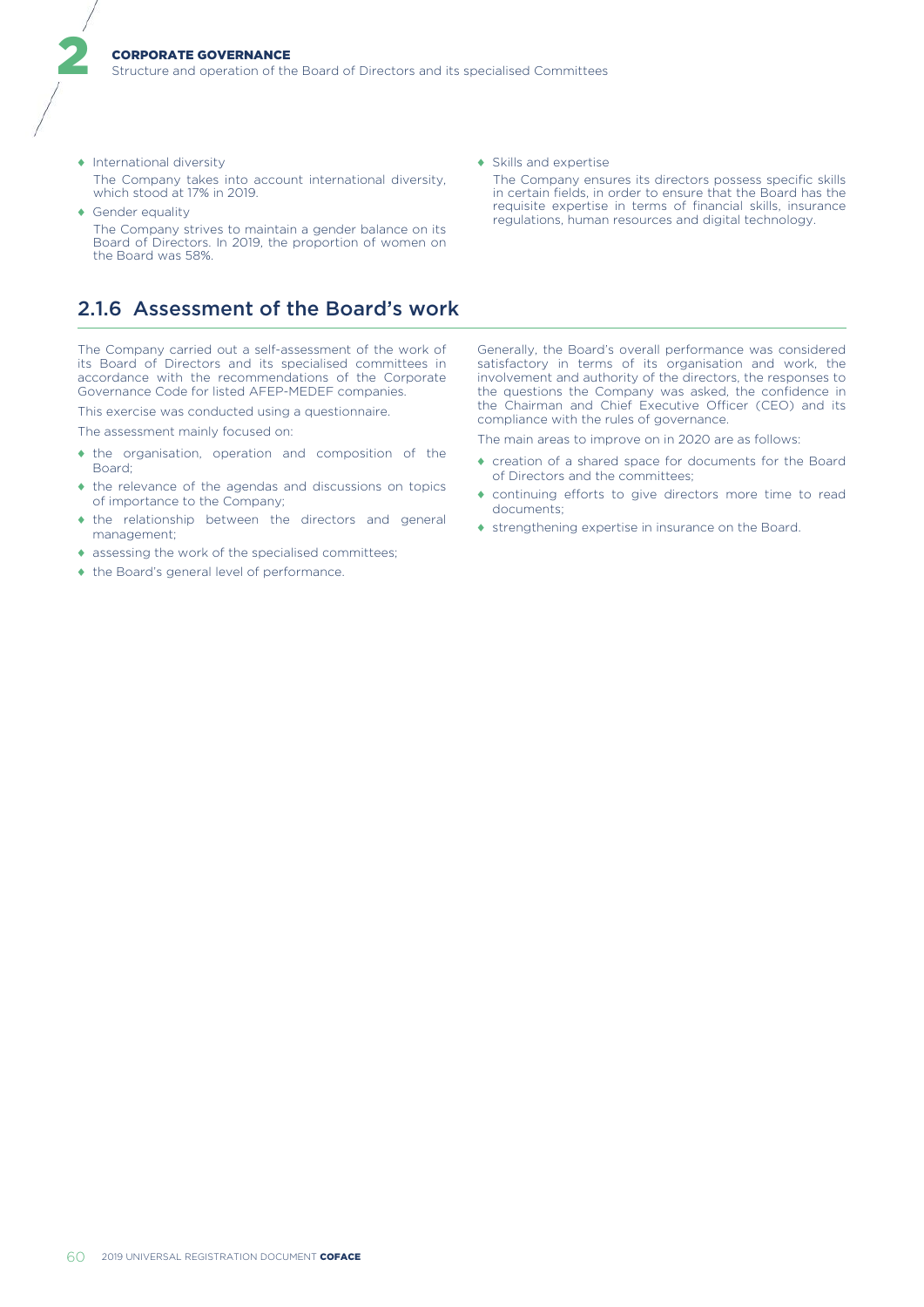- International diversity

  The Company takes into account international diversity, which stood at 17% in 2019.

- Gender equality

  The Company strives to maintain a gender balance on its Board of Directors. In 2019, the proportion of women on the Board was 58%.

- Skills and expertise

  The Company ensures its directors possess specific skills in certain fields, in order to ensure that the Board has the requisite expertise in terms of financial skills, insurance regulations, human resources and digital technology.

## 2.1.6 Assessment of the Board's work

The Company carried out a self-assessment of the work of its Board of Directors and its specialised committees in accordance with the recommendations of the Corporate Governance Code for listed AFEP-MEDEF companies.

This exercise was conducted using a questionnaire.

The assessment mainly focused on:

- the organisation, operation and composition of the Board;
- the relevance of the agendas and discussions on topics of importance to the Company;
- the relationship between the directors and general management;
- assessing the work of the specialised committees;
- the Board's general level of performance.

Generally, the Board's overall performance was considered satisfactory in terms of its organisation and work, the involvement and authority of the directors, the responses to the questions the Company was asked, the confidence in the Chairman and Chief Executive Officer (CEO) and its compliance with the rules of governance.

The main areas to improve on in 2020 are as follows:

- creation of a shared space for documents for the Board of Directors and the committees;
- continuing efforts to give directors more time to read documents;
- strengthening expertise in insurance on the Board.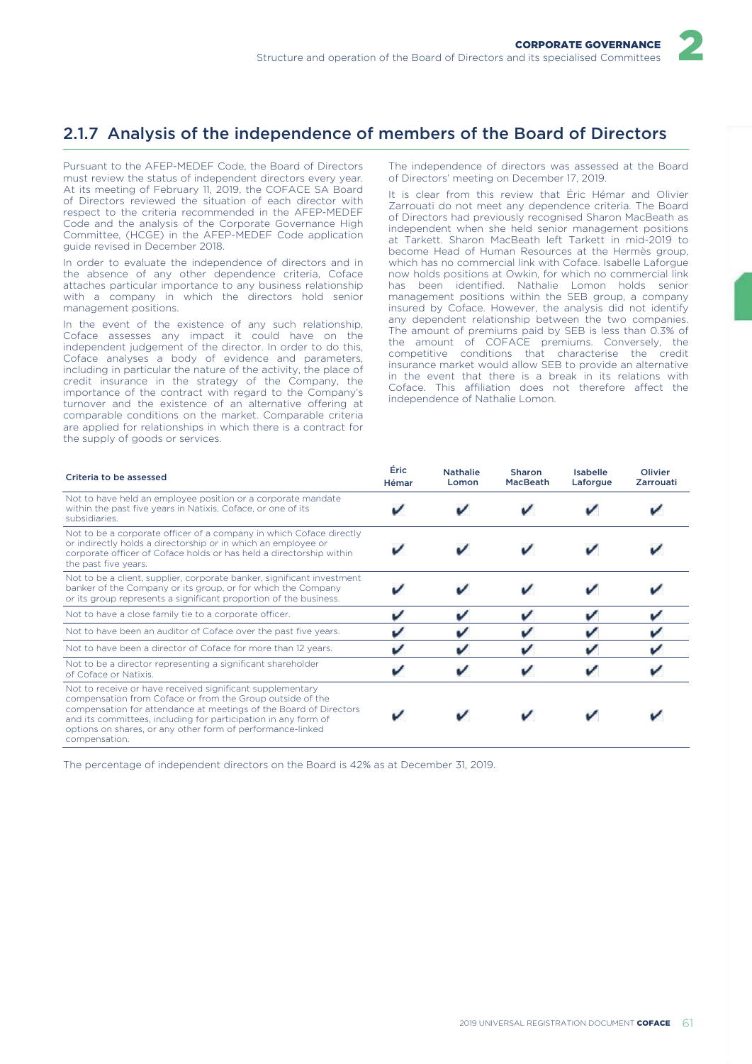## 2.1.7 Analysis of the independence of members of the Board of Directors

Pursuant to the AFEP-MEDEF Code, the Board of Directors must review the status of independent directors every year. At its meeting of February 11, 2019, the COFACE SA Board of Directors reviewed the situation of each director with respect to the criteria recommended in the AFEP-MEDEF Code and the analysis of the Corporate Governance High Committee, (HCGE) in the AFEP-MEDEF Code application guide revised in December 2018.

In order to evaluate the independence of directors and in the absence of any other dependence criteria, Coface attaches particular importance to any business relationship with a company in which the directors hold senior management positions.

In the event of the existence of any such relationship, Coface assesses any impact it could have on the independent judgement of the director. In order to do this, Coface analyses a body of evidence and parameters, including in particular the nature of the activity, the place of credit insurance in the strategy of the Company, the importance of the contract with regard to the Company's turnover and the existence of an alternative offering at comparable conditions on the market. Comparable criteria are applied for relationships in which there is a contract for the supply of goods or services.

The independence of directors was assessed at the Board of Directors' meeting on December 17, 2019.

It is clear from this review that Éric Hémar and Olivier Zarrouati do not meet any dependence criteria. The Board of Directors had previously recognised Sharon MacBeath as independent when she held senior management positions at Tarkett. Sharon MacBeath left Tarkett in mid-2019 to become Head of Human Resources at the Hermès group, which has no commercial link with Coface. Isabelle Laforgue now holds positions at Owkin, for which no commercial link has been identified. Nathalie Lomon holds senior management positions within the SEB group, a company insured by Coface. However, the analysis did not identify any dependent relationship between the two companies. The amount of premiums paid by SEB is less than 0.3% of the amount of COFACE premiums. Conversely, the competitive conditions that characterise the credit insurance market would allow SEB to provide an alternative in the event that there is a break in its relations with Coface. This affiliation does not therefore affect the independence of Nathalie Lomon.

| Criteria to be assessed | Éric Hémar | Nathalie Lomon | Sharon MacBeath | Isabelle Laforgue | Olivier Zarrouati |
|---|---|---|---|---|---|
| Not to have held an employee position or a corporate mandate within the past five years in Natixis, Coface, or one of its subsidiaries. | ✔ | ✔ | ✔ | ✔ | ✔ |
| Not to be a corporate officer of a company in which Coface directly or indirectly holds a directorship or in which an employee or corporate officer of Coface holds or has held a directorship within the past five years. | ✔ | ✔ | ✔ | ✔ | ✔ |
| Not to be a client, supplier, corporate banker, significant investment banker of the Company or its group, or for which the Company or its group represents a significant proportion of the business. | ✔ | ✔ | ✔ | ✔ | ✔ |
| Not to have a close family tie to a corporate officer. | ✔ | ✔ | ✔ | ✔ | ✔ |
| Not to have been an auditor of Coface over the past five years. | ✔ | ✔ | ✔ | ✔ | ✔ |
| Not to have been a director of Coface for more than 12 years. | ✔ | ✔ | ✔ | ✔ | ✔ |
| Not to be a director representing a significant shareholder of Coface or Natixis. | ✔ | ✔ | ✔ | ✔ | ✔ |
| Not to receive or have received significant supplementary compensation from Coface or from the Group outside of the compensation for attendance at meetings of the Board of Directors and its committees, including for participation in any form of options on shares, or any other form of performance-linked compensation. | ✔ | ✔ | ✔ | ✔ | ✔ |

The percentage of independent directors on the Board is 42% as at December 31, 2019.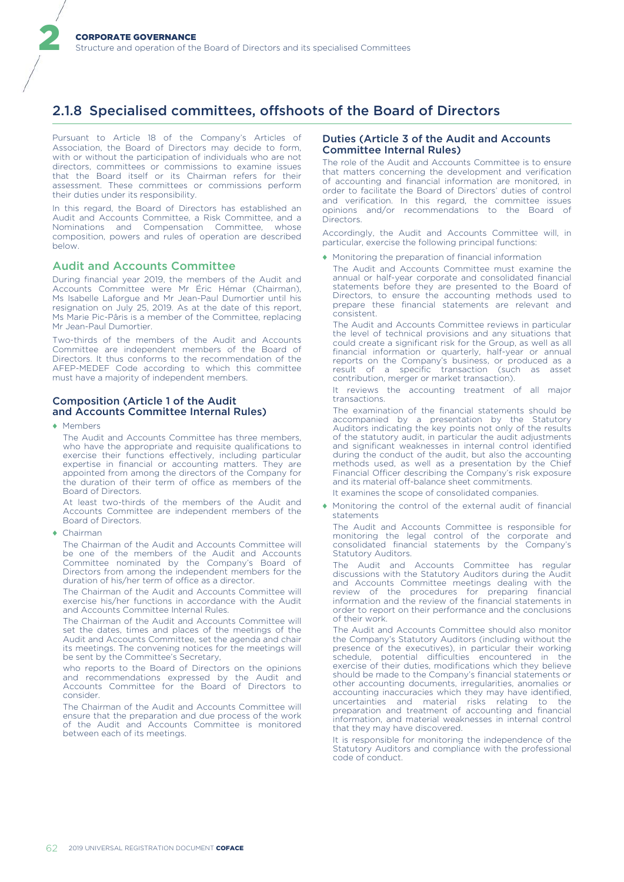## 2.1.8 Specialised committees, offshoots of the Board of Directors

Pursuant to Article 18 of the Company's Articles of Association, the Board of Directors may decide to form, with or without the participation of individuals who are not directors, committees or commissions to examine issues that the Board itself or its Chairman refers for their assessment. These committees or commissions perform their duties under its responsibility.

In this regard, the Board of Directors has established an Audit and Accounts Committee, a Risk Committee, and a Nominations and Compensation Committee, whose composition, powers and rules of operation are described below.

### Audit and Accounts Committee

During financial year 2019, the members of the Audit and Accounts Committee were Mr Éric Hémar (Chairman), Ms Isabelle Laforgue and Mr Jean-Paul Dumortier until his resignation on July 25, 2019. As at the date of this report, Ms Marie Pic-Pâris is a member of the Committee, replacing Mr Jean-Paul Dumortier.

Two-thirds of the members of the Audit and Accounts Committee are independent members of the Board of Directors. It thus conforms to the recommendation of the AFEP-MEDEF Code according to which this committee must have a majority of independent members.

#### Composition (Article 1 of the Audit and Accounts Committee Internal Rules)

- Members

  The Audit and Accounts Committee has three members, who have the appropriate and requisite qualifications to exercise their functions effectively, including particular expertise in financial or accounting matters. They are appointed from among the directors of the Company for the duration of their term of office as members of the Board of Directors.

  At least two-thirds of the members of the Audit and Accounts Committee are independent members of the Board of Directors.

- Chairman

  The Chairman of the Audit and Accounts Committee will be one of the members of the Audit and Accounts Committee nominated by the Company's Board of Directors from among the independent members for the duration of his/her term of office as a director.

  The Chairman of the Audit and Accounts Committee will exercise his/her functions in accordance with the Audit and Accounts Committee Internal Rules.

  The Chairman of the Audit and Accounts Committee will set the dates, times and places of the meetings of the Audit and Accounts Committee, set the agenda and chair its meetings. The convening notices for the meetings will be sent by the Committee's Secretary,

  who reports to the Board of Directors on the opinions and recommendations expressed by the Audit and Accounts Committee for the Board of Directors to consider.

  The Chairman of the Audit and Accounts Committee will ensure that the preparation and due process of the work of the Audit and Accounts Committee is monitored between each of its meetings.

#### Duties (Article 3 of the Audit and Accounts Committee Internal Rules)

The role of the Audit and Accounts Committee is to ensure that matters concerning the development and verification of accounting and financial information are monitored, in order to facilitate the Board of Directors' duties of control and verification. In this regard, the committee issues opinions and/or recommendations to the Board of Directors.

Accordingly, the Audit and Accounts Committee will, in particular, exercise the following principal functions:

- Monitoring the preparation of financial information

  The Audit and Accounts Committee must examine the annual or half-year corporate and consolidated financial statements before they are presented to the Board of Directors, to ensure the accounting methods used to prepare these financial statements are relevant and consistent.

  The Audit and Accounts Committee reviews in particular the level of technical provisions and any situations that could create a significant risk for the Group, as well as all financial information or quarterly, half-year or annual reports on the Company's business, or produced as a result of a specific transaction (such as asset contribution, merger or market transaction).

  It reviews the accounting treatment of all major transactions.

  The examination of the financial statements should be accompanied by a presentation by the Statutory Auditors indicating the key points not only of the results of the statutory audit, in particular the audit adjustments and significant weaknesses in internal control identified during the conduct of the audit, but also the accounting methods used, as well as a presentation by the Chief Financial Officer describing the Company's risk exposure and its material off-balance sheet commitments.

  It examines the scope of consolidated companies.

- Monitoring the control of the external audit of financial statements

  The Audit and Accounts Committee is responsible for monitoring the legal control of the corporate and consolidated financial statements by the Company's Statutory Auditors.

  The Audit and Accounts Committee has regular discussions with the Statutory Auditors during the Audit and Accounts Committee meetings dealing with the review of the procedures for preparing financial information and the review of the financial statements in order to report on their performance and the conclusions of their work.

  The Audit and Accounts Committee should also monitor the Company's Statutory Auditors (including without the presence of the executives), in particular their working schedule, potential difficulties encountered in the exercise of their duties, modifications which they believe should be made to the Company's financial statements or other accounting documents, irregularities, anomalies or accounting inaccuracies which they may have identified, uncertainties and material risks relating to the preparation and treatment of accounting and financial information, and material weaknesses in internal control that they may have discovered.

  It is responsible for monitoring the independence of the Statutory Auditors and compliance with the professional code of conduct.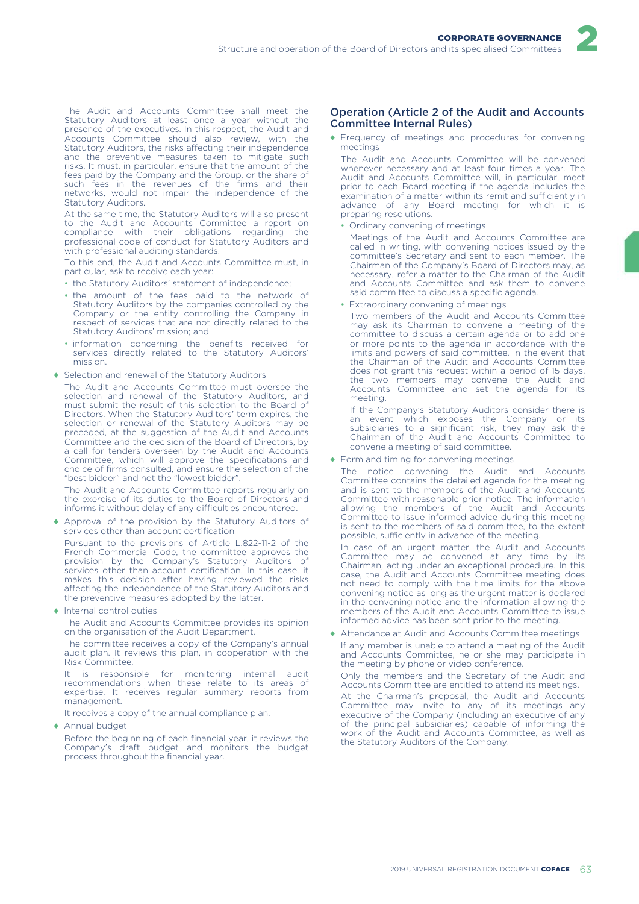The Audit and Accounts Committee shall meet the Statutory Auditors at least once a year without the presence of the executives. In this respect, the Audit and Accounts Committee should also review, with the Statutory Auditors, the risks affecting their independence and the preventive measures taken to mitigate such risks. It must, in particular, ensure that the amount of the fees paid by the Company and the Group, or the share of such fees in the revenues of the firms and their networks, would not impair the independence of the Statutory Auditors.

At the same time, the Statutory Auditors will also present to the Audit and Accounts Committee a report on compliance with their obligations regarding the professional code of conduct for Statutory Auditors and with professional auditing standards.

To this end, the Audit and Accounts Committee must, in particular, ask to receive each year:

- the Statutory Auditors' statement of independence;
- the amount of the fees paid to the network of Statutory Auditors by the companies controlled by the Company or the entity controlling the Company in respect of services that are not directly related to the Statutory Auditors' mission; and
- information concerning the benefits received for services directly related to the Statutory Auditors' mission.

◆ Selection and renewal of the Statutory Auditors

The Audit and Accounts Committee must oversee the selection and renewal of the Statutory Auditors, and must submit the result of this selection to the Board of Directors. When the Statutory Auditors' term expires, the selection or renewal of the Statutory Auditors may be preceded, at the suggestion of the Audit and Accounts Committee and the decision of the Board of Directors, by a call for tenders overseen by the Audit and Accounts Committee, which will approve the specifications and choice of firms consulted, and ensure the selection of the "best bidder" and not the "lowest bidder".

The Audit and Accounts Committee reports regularly on the exercise of its duties to the Board of Directors and informs it without delay of any difficulties encountered.

◆ Approval of the provision by the Statutory Auditors of services other than account certification

Pursuant to the provisions of Article L.822-11-2 of the French Commercial Code, the committee approves the provision by the Company's Statutory Auditors of services other than account certification. In this case, it makes this decision after having reviewed the risks affecting the independence of the Statutory Auditors and the preventive measures adopted by the latter.

◆ Internal control duties

The Audit and Accounts Committee provides its opinion on the organisation of the Audit Department.

The committee receives a copy of the Company's annual audit plan. It reviews this plan, in cooperation with the Risk Committee.

It is responsible for monitoring internal audit recommendations when these relate to its areas of expertise. It receives regular summary reports from management.

It receives a copy of the annual compliance plan.

◆ Annual budget

Before the beginning of each financial year, it reviews the Company's draft budget and monitors the budget process throughout the financial year.

## Operation (Article 2 of the Audit and Accounts Committee Internal Rules)

◆ Frequency of meetings and procedures for convening meetings

The Audit and Accounts Committee will be convened whenever necessary and at least four times a year. The Audit and Accounts Committee will, in particular, meet prior to each Board meeting if the agenda includes the examination of a matter within its remit and sufficiently in advance of any Board meeting for which it is preparing resolutions.

- Ordinary convening of meetings

  Meetings of the Audit and Accounts Committee are called in writing, with convening notices issued by the committee's Secretary and sent to each member. The Chairman of the Company's Board of Directors may, as necessary, refer a matter to the Chairman of the Audit and Accounts Committee and ask them to convene said committee to discuss a specific agenda.

- Extraordinary convening of meetings

  Two members of the Audit and Accounts Committee may ask its Chairman to convene a meeting of the committee to discuss a certain agenda or to add one or more points to the agenda in accordance with the limits and powers of said committee. In the event that the Chairman of the Audit and Accounts Committee does not grant this request within a period of 15 days, the two members may convene the Audit and Accounts Committee and set the agenda for its meeting.

  If the Company's Statutory Auditors consider there is an event which exposes the Company or its subsidiaries to a significant risk, they may ask the Chairman of the Audit and Accounts Committee to convene a meeting of said committee.

◆ Form and timing for convening meetings

The notice convening the Audit and Accounts Committee contains the detailed agenda for the meeting and is sent to the members of the Audit and Accounts Committee with reasonable prior notice. The information allowing the members of the Audit and Accounts Committee to issue informed advice during this meeting is sent to the members of said committee, to the extent possible, sufficiently in advance of the meeting.

In case of an urgent matter, the Audit and Accounts Committee may be convened at any time by its Chairman, acting under an exceptional procedure. In this case, the Audit and Accounts Committee meeting does not need to comply with the time limits for the above convening notice as long as the urgent matter is declared in the convening notice and the information allowing the members of the Audit and Accounts Committee to issue informed advice has been sent prior to the meeting.

◆ Attendance at Audit and Accounts Committee meetings

If any member is unable to attend a meeting of the Audit and Accounts Committee, he or she may participate in the meeting by phone or video conference.

Only the members and the Secretary of the Audit and Accounts Committee are entitled to attend its meetings.

At the Chairman's proposal, the Audit and Accounts Committee may invite to any of its meetings any executive of the Company (including an executive of any of the principal subsidiaries) capable of informing the work of the Audit and Accounts Committee, as well as the Statutory Auditors of the Company.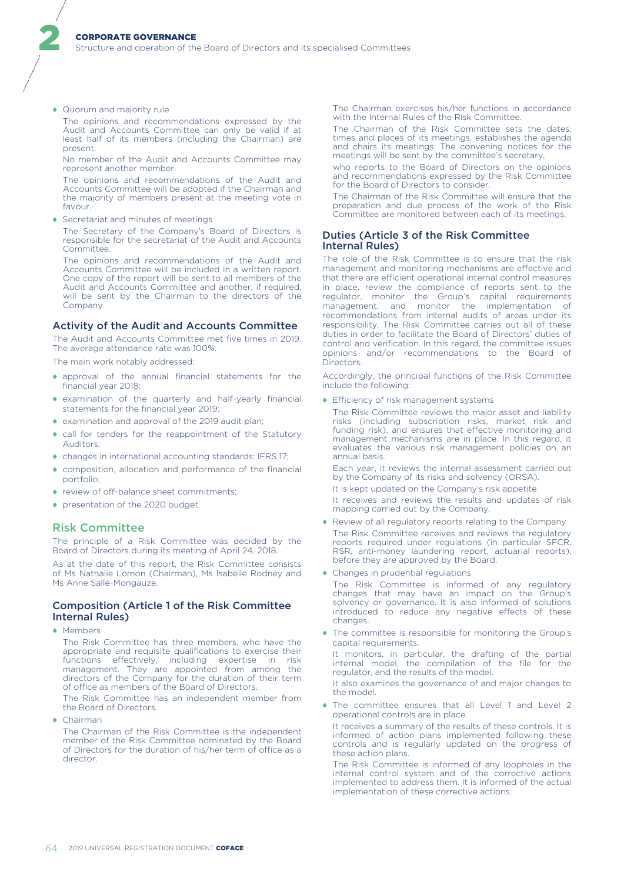- Quorum and majority rule

  The opinions and recommendations expressed by the Audit and Accounts Committee can only be valid if at least half of its members (including the Chairman) are present.

  No member of the Audit and Accounts Committee may represent another member.

  The opinions and recommendations of the Audit and Accounts Committee will be adopted if the Chairman and the majority of members present at the meeting vote in favour.

- Secretariat and minutes of meetings

  The Secretary of the Company's Board of Directors is responsible for the secretariat of the Audit and Accounts Committee.

  The opinions and recommendations of the Audit and Accounts Committee will be included in a written report. One copy of the report will be sent to all members of the Audit and Accounts Committee and another, if required, will be sent by the Chairman to the directors of the Company.

### Activity of the Audit and Accounts Committee

The Audit and Accounts Committee met five times in 2019. The average attendance rate was 100%.

The main work notably addressed:

- approval of the annual financial statements for the financial year 2018;
- examination of the quarterly and half-yearly financial statements for the financial year 2019;
- examination and approval of the 2019 audit plan;
- call for tenders for the reappointment of the Statutory Auditors;
- changes in international accounting standards: IFRS 17;
- composition, allocation and performance of the financial portfolio;
- review of off-balance sheet commitments;
- presentation of the 2020 budget.

## Risk Committee

The principle of a Risk Committee was decided by the Board of Directors during its meeting of April 24, 2018.

As at the date of this report, the Risk Committee consists of Ms Nathalie Lomon (Chairman), Ms Isabelle Rodney and Ms Anne Sallé-Mongauze.

### Composition (Article 1 of the Risk Committee Internal Rules)

- Members

  The Risk Committee has three members, who have the appropriate and requisite qualifications to exercise their functions effectively, including expertise in risk management. They are appointed from among the directors of the Company for the duration of their term of office as members of the Board of Directors.

  The Risk Committee has an independent member from the Board of Directors.

- Chairman

  The Chairman of the Risk Committee is the independent member of the Risk Committee nominated by the Board of Directors for the duration of his/her term of office as a director.

  The Chairman exercises his/her functions in accordance with the Internal Rules of the Risk Committee.

  The Chairman of the Risk Committee sets the dates, times and places of its meetings, establishes the agenda and chairs its meetings. The convening notices for the meetings will be sent by the committee's secretary,

  who reports to the Board of Directors on the opinions and recommendations expressed by the Risk Committee for the Board of Directors to consider.

  The Chairman of the Risk Committee will ensure that the preparation and due process of the work of the Risk Committee are monitored between each of its meetings.

### Duties (Article 3 of the Risk Committee Internal Rules)

The role of the Risk Committee is to ensure that the risk management and monitoring mechanisms are effective and that there are efficient operational internal control measures in place, review the compliance of reports sent to the regulator, monitor the Group's capital requirements management, and monitor the implementation of recommendations from internal audits of areas under its responsibility. The Risk Committee carries out all of these duties in order to facilitate the Board of Directors' duties of control and verification. In this regard, the committee issues opinions and/or recommendations to the Board of Directors.

Accordingly, the principal functions of the Risk Committee include the following:

- Efficiency of risk management systems

  The Risk Committee reviews the major asset and liability risks (including subscription risks, market risk and funding risk), and ensures that effective monitoring and management mechanisms are in place. In this regard, it evaluates the various risk management policies on an annual basis.

  Each year, it reviews the internal assessment carried out by the Company of its risks and solvency (ORSA).

  It is kept updated on the Company's risk appetite.

  It receives and reviews the results and updates of risk mapping carried out by the Company.

- Review of all regulatory reports relating to the Company

  The Risk Committee receives and reviews the regulatory reports required under regulations (in particular SFCR, RSR, anti-money laundering report, actuarial reports), before they are approved by the Board.

- Changes in prudential regulations

  The Risk Committee is informed of any regulatory changes that may have an impact on the Group's solvency or governance. It is also informed of solutions introduced to reduce any negative effects of these changes.

- The committee is responsible for monitoring the Group's capital requirements.

  It monitors, in particular, the drafting of the partial internal model, the compilation of the file for the regulator, and the results of the model.

  It also examines the governance of and major changes to the model.

- The committee ensures that all Level 1 and Level 2 operational controls are in place.

  It receives a summary of the results of these controls. It is informed of action plans implemented following these controls and is regularly updated on the progress of these action plans.

  The Risk Committee is informed of any loopholes in the internal control system and of the corrective actions implemented to address them. It is informed of the actual implementation of these corrective actions.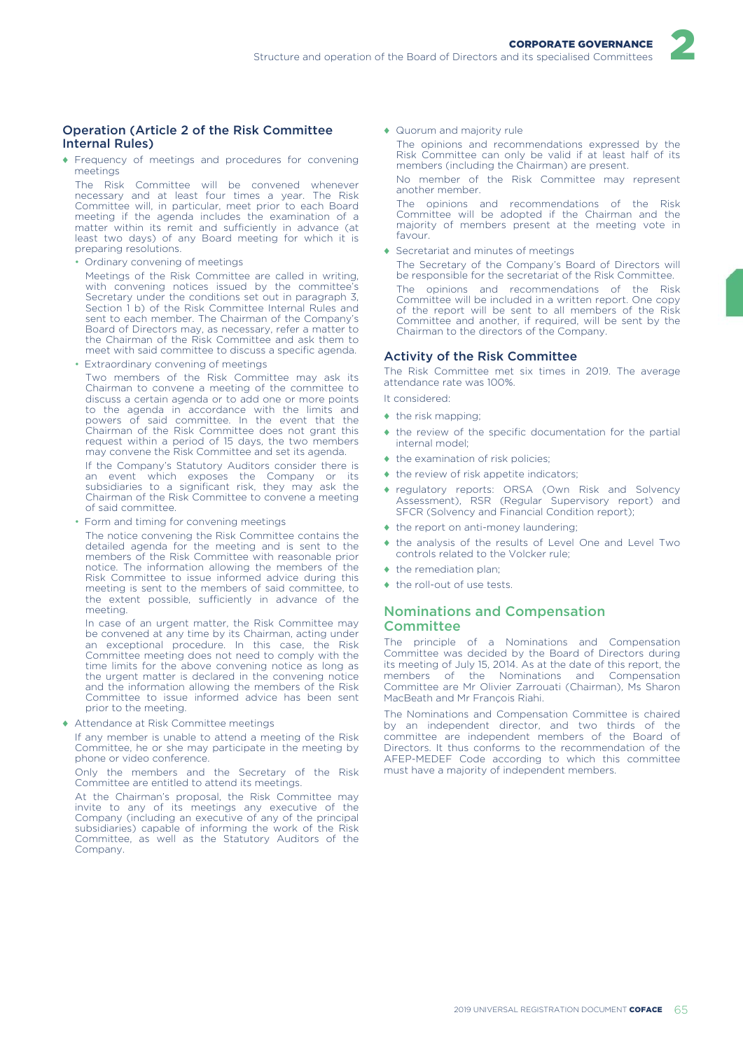### Operation (Article 2 of the Risk Committee Internal Rules)

- Frequency of meetings and procedures for convening meetings

  The Risk Committee will be convened whenever necessary and at least four times a year. The Risk Committee will, in particular, meet prior to each Board meeting if the agenda includes the examination of a matter within its remit and sufficiently in advance (at least two days) of any Board meeting for which it is preparing resolutions.

  - Ordinary convening of meetings

    Meetings of the Risk Committee are called in writing, with convening notices issued by the committee's Secretary under the conditions set out in paragraph 3, Section 1 b) of the Risk Committee Internal Rules and sent to each member. The Chairman of the Company's Board of Directors may, as necessary, refer a matter to the Chairman of the Risk Committee and ask them to meet with said committee to discuss a specific agenda.

  - Extraordinary convening of meetings

    Two members of the Risk Committee may ask its Chairman to convene a meeting of the committee to discuss a certain agenda or to add one or more points to the agenda in accordance with the limits and powers of said committee. In the event that the Chairman of the Risk Committee does not grant this request within a period of 15 days, the two members may convene the Risk Committee and set its agenda.

    If the Company's Statutory Auditors consider there is an event which exposes the Company or its subsidiaries to a significant risk, they may ask the Chairman of the Risk Committee to convene a meeting of said committee.

  - Form and timing for convening meetings

    The notice convening the Risk Committee contains the detailed agenda for the meeting and is sent to the members of the Risk Committee with reasonable prior notice. The information allowing the members of the Risk Committee to issue informed advice during this meeting is sent to the members of said committee, to the extent possible, sufficiently in advance of the meeting.

    In case of an urgent matter, the Risk Committee may be convened at any time by its Chairman, acting under an exceptional procedure. In this case, the Risk Committee meeting does not need to comply with the time limits for the above convening notice as long as the urgent matter is declared in the convening notice and the information allowing the members of the Risk Committee to issue informed advice has been sent prior to the meeting.

- Attendance at Risk Committee meetings

  If any member is unable to attend a meeting of the Risk Committee, he or she may participate in the meeting by phone or video conference.

  Only the members and the Secretary of the Risk Committee are entitled to attend its meetings.

  At the Chairman's proposal, the Risk Committee may invite to any of its meetings any executive of the Company (including an executive of any of the principal subsidiaries) capable of informing the work of the Risk Committee, as well as the Statutory Auditors of the Company.

- Quorum and majority rule

  The opinions and recommendations expressed by the Risk Committee can only be valid if at least half of its members (including the Chairman) are present.

  No member of the Risk Committee may represent another member.

  The opinions and recommendations of the Risk Committee will be adopted if the Chairman and the majority of members present at the meeting vote in favour.

- Secretariat and minutes of meetings

  The Secretary of the Company's Board of Directors will be responsible for the secretariat of the Risk Committee.

  The opinions and recommendations of the Risk Committee will be included in a written report. One copy of the report will be sent to all members of the Risk Committee and another, if required, will be sent by the Chairman to the directors of the Company.

### Activity of the Risk Committee

The Risk Committee met six times in 2019. The average attendance rate was 100%.

It considered:

- the risk mapping;
- the review of the specific documentation for the partial internal model;
- the examination of risk policies;
- the review of risk appetite indicators;
- regulatory reports: ORSA (Own Risk and Solvency Assessment), RSR (Regular Supervisory report) and SFCR (Solvency and Financial Condition report);
- the report on anti-money laundering;
- the analysis of the results of Level One and Level Two controls related to the Volcker rule;
- the remediation plan;
- the roll-out of use tests.

## Nominations and Compensation Committee

The principle of a Nominations and Compensation Committee was decided by the Board of Directors during its meeting of July 15, 2014. As at the date of this report, the members of the Nominations and Compensation Committee are Mr Olivier Zarrouati (Chairman), Ms Sharon MacBeath and Mr François Riahi.

The Nominations and Compensation Committee is chaired by an independent director, and two thirds of the committee are independent members of the Board of Directors. It thus conforms to the recommendation of the AFEP-MEDEF Code according to which this committee must have a majority of independent members.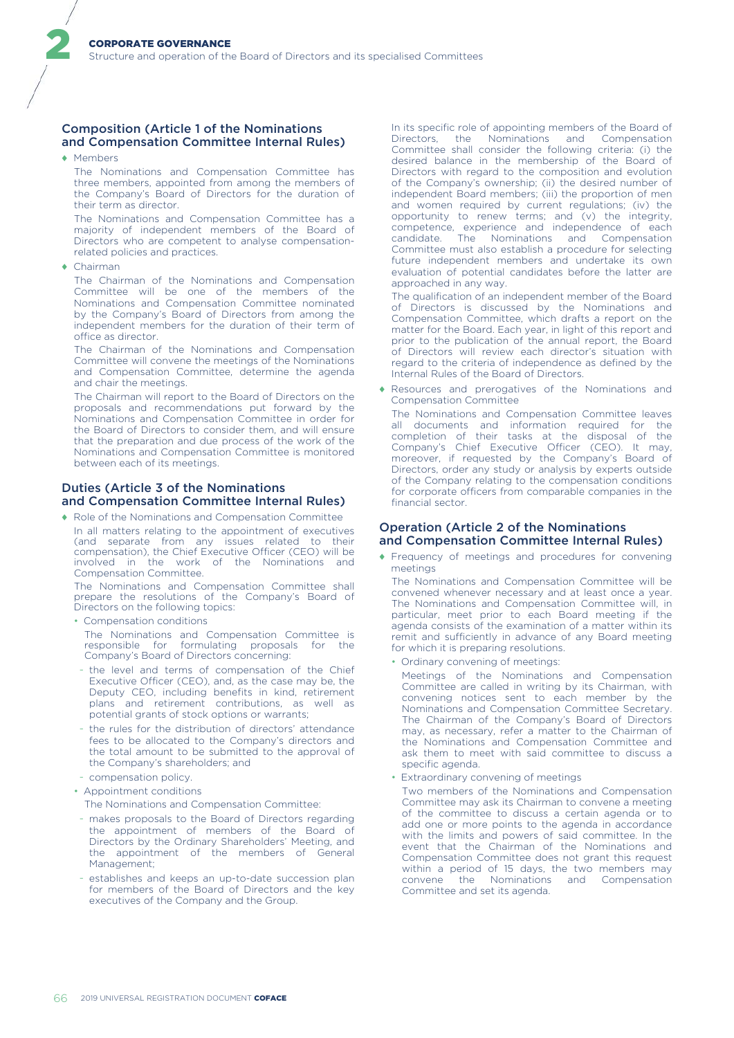## Composition (Article 1 of the Nominations and Compensation Committee Internal Rules)

- Members

  The Nominations and Compensation Committee has three members, appointed from among the members of the Company's Board of Directors for the duration of their term as director.

  The Nominations and Compensation Committee has a majority of independent members of the Board of Directors who are competent to analyse compensation-related policies and practices.

- Chairman

  The Chairman of the Nominations and Compensation Committee will be one of the members of the Nominations and Compensation Committee nominated by the Company's Board of Directors from among the independent members for the duration of their term of office as director.

  The Chairman of the Nominations and Compensation Committee will convene the meetings of the Nominations and Compensation Committee, determine the agenda and chair the meetings.

  The Chairman will report to the Board of Directors on the proposals and recommendations put forward by the Nominations and Compensation Committee in order for the Board of Directors to consider them, and will ensure that the preparation and due process of the work of the Nominations and Compensation Committee is monitored between each of its meetings.

## Duties (Article 3 of the Nominations and Compensation Committee Internal Rules)

- Role of the Nominations and Compensation Committee

  In all matters relating to the appointment of executives (and separate from any issues related to their compensation), the Chief Executive Officer (CEO) will be involved in the work of the Nominations and Compensation Committee.

  The Nominations and Compensation Committee shall prepare the resolutions of the Company's Board of Directors on the following topics:

  - Compensation conditions

    The Nominations and Compensation Committee is responsible for formulating proposals for the Company's Board of Directors concerning:

    - the level and terms of compensation of the Chief Executive Officer (CEO), and, as the case may be, the Deputy CEO, including benefits in kind, retirement plans and retirement contributions, as well as potential grants of stock options or warrants;
    - the rules for the distribution of directors' attendance fees to be allocated to the Company's directors and the total amount to be submitted to the approval of the Company's shareholders; and
    - compensation policy.

  - Appointment conditions

    The Nominations and Compensation Committee:

    - makes proposals to the Board of Directors regarding the appointment of members of the Board of Directors by the Ordinary Shareholders' Meeting, and the appointment of the members of General Management;
    - establishes and keeps an up-to-date succession plan for members of the Board of Directors and the key executives of the Company and the Group.

  In its specific role of appointing members of the Board of Directors, the Nominations and Compensation Committee shall consider the following criteria: (i) the desired balance in the membership of the Board of Directors with regard to the composition and evolution of the Company's ownership; (ii) the desired number of independent Board members; (iii) the proportion of men and women required by current regulations; (iv) the opportunity to renew terms; and (v) the integrity, competence, experience and independence of each candidate. The Nominations and Compensation Committee must also establish a procedure for selecting future independent members and undertake its own evaluation of potential candidates before the latter are approached in any way.

  The qualification of an independent member of the Board of Directors is discussed by the Nominations and Compensation Committee, which drafts a report on the matter for the Board. Each year, in light of this report and prior to the publication of the annual report, the Board of Directors will review each director's situation with regard to the criteria of independence as defined by the Internal Rules of the Board of Directors.

- Resources and prerogatives of the Nominations and Compensation Committee

  The Nominations and Compensation Committee leaves all documents and information required for the completion of their tasks at the disposal of the Company's Chief Executive Officer (CEO). It may, moreover, if requested by the Company's Board of Directors, order any study or analysis by experts outside of the Company relating to the compensation conditions for corporate officers from comparable companies in the financial sector.

## Operation (Article 2 of the Nominations and Compensation Committee Internal Rules)

- Frequency of meetings and procedures for convening meetings

  The Nominations and Compensation Committee will be convened whenever necessary and at least once a year. The Nominations and Compensation Committee will, in particular, meet prior to each Board meeting if the agenda consists of the examination of a matter within its remit and sufficiently in advance of any Board meeting for which it is preparing resolutions.

  - Ordinary convening of meetings:

    Meetings of the Nominations and Compensation Committee are called in writing by its Chairman, with convening notices sent to each member by the Nominations and Compensation Committee Secretary. The Chairman of the Company's Board of Directors may, as necessary, refer a matter to the Chairman of the Nominations and Compensation Committee and ask them to meet with said committee to discuss a specific agenda.

  - Extraordinary convening of meetings

    Two members of the Nominations and Compensation Committee may ask its Chairman to convene a meeting of the committee to discuss a certain agenda or to add one or more points to the agenda in accordance with the limits and powers of said committee. In the event that the Chairman of the Nominations and Compensation Committee does not grant this request within a period of 15 days, the two members may convene the Nominations and Compensation Committee and set its agenda.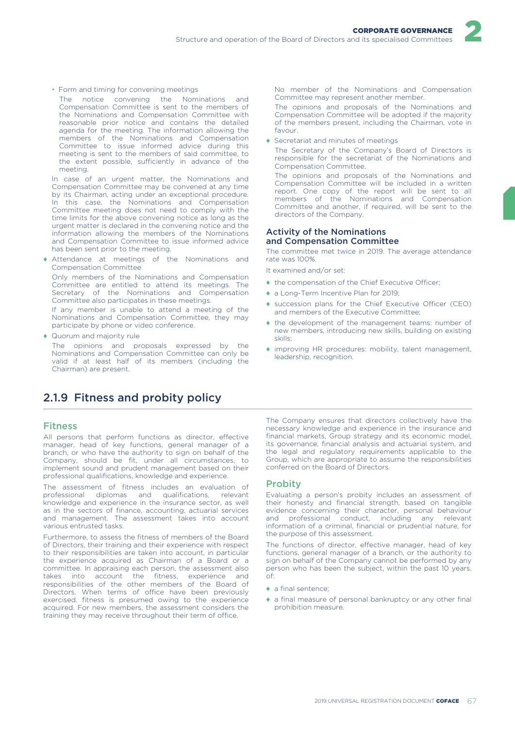- Form and timing for convening meetings

  The notice convening the Nominations and Compensation Committee is sent to the members of the Nominations and Compensation Committee with reasonable prior notice and contains the detailed agenda for the meeting. The information allowing the members of the Nominations and Compensation Committee to issue informed advice during this meeting is sent to the members of said committee, to the extent possible, sufficiently in advance of the meeting.

  In case of an urgent matter, the Nominations and Compensation Committee may be convened at any time by its Chairman, acting under an exceptional procedure. In this case, the Nominations and Compensation Committee meeting does not need to comply with the time limits for the above convening notice as long as the urgent matter is declared in the convening notice and the information allowing the members of the Nominations and Compensation Committee to issue informed advice has been sent prior to the meeting.

- Attendance at meetings of the Nominations and Compensation Committee

  Only members of the Nominations and Compensation Committee are entitled to attend its meetings. The Secretary of the Nominations and Compensation Committee also participates in these meetings.

  If any member is unable to attend a meeting of the Nominations and Compensation Committee, they may participate by phone or video conference.

- Quorum and majority rule

  The opinions and proposals expressed by the Nominations and Compensation Committee can only be valid if at least half of its members (including the Chairman) are present.

  No member of the Nominations and Compensation Committee may represent another member.

  The opinions and proposals of the Nominations and Compensation Committee will be adopted if the majority of the members present, including the Chairman, vote in favour.

- Secretariat and minutes of meetings

  The Secretary of the Company's Board of Directors is responsible for the secretariat of the Nominations and Compensation Committee.

  The opinions and proposals of the Nominations and Compensation Committee will be included in a written report. One copy of the report will be sent to all members of the Nominations and Compensation Committee and another, if required, will be sent to the directors of the Company.

### Activity of the Nominations and Compensation Committee

The committee met twice in 2019. The average attendance rate was 100%.

It examined and/or set:

- the compensation of the Chief Executive Officer;
- a Long-Term Incentive Plan for 2019;
- succession plans for the Chief Executive Officer (CEO) and members of the Executive Committee;
- the development of the management teams: number of new members, introducing new skills, building on existing skills;
- improving HR procedures: mobility, talent management, leadership, recognition.

## 2.1.9 Fitness and probity policy

### Fitness

All persons that perform functions as director, effective manager, head of key functions, general manager of a branch, or who have the authority to sign on behalf of the Company, should be fit, under all circumstances, to implement sound and prudent management based on their professional qualifications, knowledge and experience.

The assessment of fitness includes an evaluation of professional diplomas and qualifications, relevant knowledge and experience in the insurance sector, as well as in the sectors of finance, accounting, actuarial services and management. The assessment takes into account various entrusted tasks.

Furthermore, to assess the fitness of members of the Board of Directors, their training and their experience with respect to their responsibilities are taken into account, in particular the experience acquired as Chairman of a Board or a committee. In appraising each person, the assessment also takes into account the fitness, experience and responsibilities of the other members of the Board of Directors. When terms of office have been previously exercised, fitness is presumed owing to the experience acquired. For new members, the assessment considers the training they may receive throughout their term of office.

The Company ensures that directors collectively have the necessary knowledge and experience in the insurance and financial markets, Group strategy and its economic model, its governance, financial analysis and actuarial system, and the legal and regulatory requirements applicable to the Group, which are appropriate to assume the responsibilities conferred on the Board of Directors.

### Probity

Evaluating a person's probity includes an assessment of their honesty and financial strength, based on tangible evidence concerning their character, personal behaviour and professional conduct, including any relevant information of a criminal, financial or prudential nature, for the purpose of this assessment.

The functions of director, effective manager, head of key functions, general manager of a branch, or the authority to sign on behalf of the Company cannot be performed by any person who has been the subject, within the past 10 years, of:

- a final sentence;
- a final measure of personal bankruptcy or any other final prohibition measure.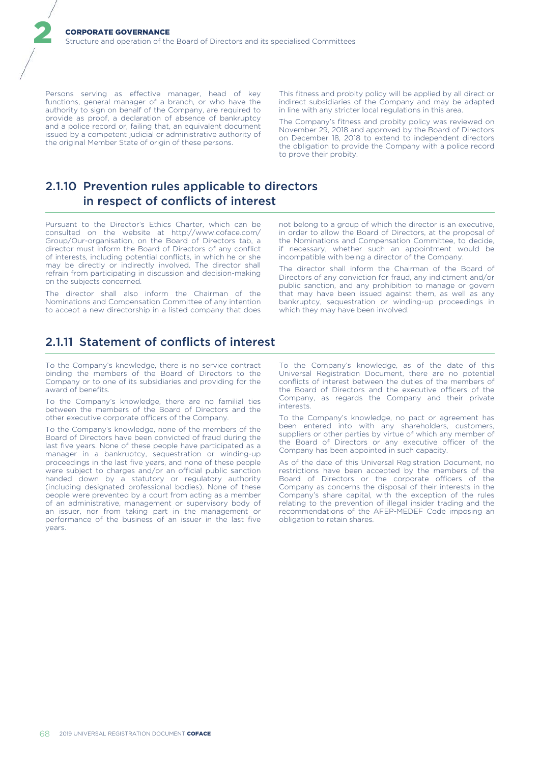Persons serving as effective manager, head of key functions, general manager of a branch, or who have the authority to sign on behalf of the Company, are required to provide as proof, a declaration of absence of bankruptcy and a police record or, failing that, an equivalent document issued by a competent judicial or administrative authority of the original Member State of origin of these persons.

This fitness and probity policy will be applied by all direct or indirect subsidiaries of the Company and may be adapted in line with any stricter local regulations in this area.

The Company's fitness and probity policy was reviewed on November 29, 2018 and approved by the Board of Directors on December 18, 2018 to extend to independent directors the obligation to provide the Company with a police record to prove their probity.

## 2.1.10 Prevention rules applicable to directors in respect of conflicts of interest

Pursuant to the Director's Ethics Charter, which can be consulted on the website at http://www.coface.com/Group/Our-organisation, on the Board of Directors tab, a director must inform the Board of Directors of any conflict of interests, including potential conflicts, in which he or she may be directly or indirectly involved. The director shall refrain from participating in discussion and decision-making on the subjects concerned.

The director shall also inform the Chairman of the Nominations and Compensation Committee of any intention to accept a new directorship in a listed company that does not belong to a group of which the director is an executive, in order to allow the Board of Directors, at the proposal of the Nominations and Compensation Committee, to decide, if necessary, whether such an appointment would be incompatible with being a director of the Company.

The director shall inform the Chairman of the Board of Directors of any conviction for fraud, any indictment and/or public sanction, and any prohibition to manage or govern that may have been issued against them, as well as any bankruptcy, sequestration or winding-up proceedings in which they may have been involved.

## 2.1.11 Statement of conflicts of interest

To the Company's knowledge, there is no service contract binding the members of the Board of Directors to the Company or to one of its subsidiaries and providing for the award of benefits.

To the Company's knowledge, there are no familial ties between the members of the Board of Directors and the other executive corporate officers of the Company.

To the Company's knowledge, none of the members of the Board of Directors have been convicted of fraud during the last five years. None of these people have participated as a manager in a bankruptcy, sequestration or winding-up proceedings in the last five years, and none of these people were subject to charges and/or an official public sanction handed down by a statutory or regulatory authority (including designated professional bodies). None of these people were prevented by a court from acting as a member of an administrative, management or supervisory body of an issuer, nor from taking part in the management or performance of the business of an issuer in the last five years.

To the Company's knowledge, as of the date of this Universal Registration Document, there are no potential conflicts of interest between the duties of the members of the Board of Directors and the executive officers of the Company, as regards the Company and their private interests.

To the Company's knowledge, no pact or agreement has been entered into with any shareholders, customers, suppliers or other parties by virtue of which any member of the Board of Directors or any executive officer of the Company has been appointed in such capacity.

As of the date of this Universal Registration Document, no restrictions have been accepted by the members of the Board of Directors or the corporate officers of the Company as concerns the disposal of their interests in the Company's share capital, with the exception of the rules relating to the prevention of illegal insider trading and the recommendations of the AFEP-MEDEF Code imposing an obligation to retain shares.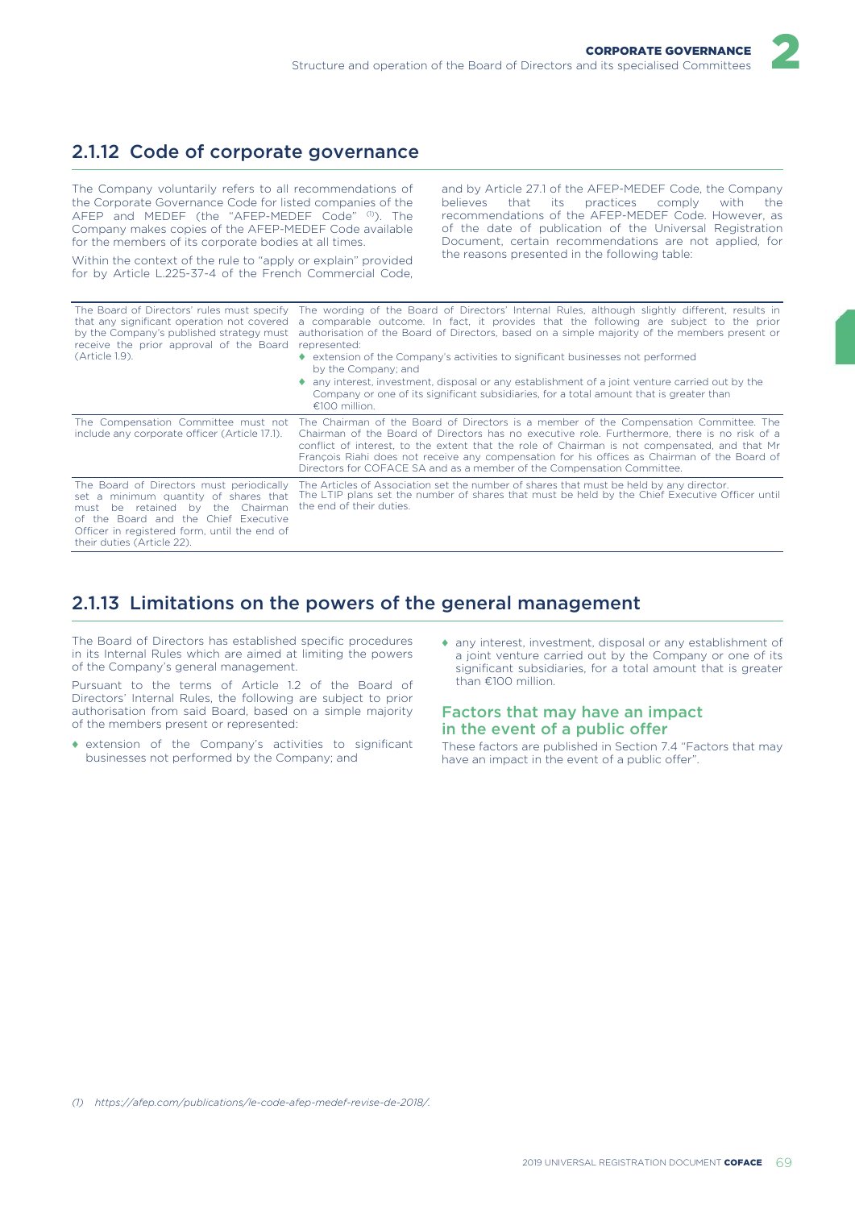## 2.1.12 Code of corporate governance

The Company voluntarily refers to all recommendations of the Corporate Governance Code for listed companies of the AFEP and MEDEF (the "AFEP-MEDEF Code" [1]). The Company makes copies of the AFEP-MEDEF Code available for the members of its corporate bodies at all times.

Within the context of the rule to "apply or explain" provided for by Article L.225-37-4 of the French Commercial Code, and by Article 27.1 of the AFEP-MEDEF Code, the Company believes that its practices comply with the recommendations of the AFEP-MEDEF Code. However, as of the date of publication of the Universal Registration Document, certain recommendations are not applied, for the reasons presented in the following table:

| | |
|---|---|
| The Board of Directors' rules must specify that any significant operation not covered by the Company's published strategy must receive the prior approval of the Board (Article 1.9). | The wording of the Board of Directors' Internal Rules, although slightly different, results in a comparable outcome. In fact, it provides that the following are subject to the prior authorisation of the Board of Directors, based on a simple majority of the members present or represented:<br>♦ extension of the Company's activities to significant businesses not performed by the Company; and<br>♦ any interest, investment, disposal or any establishment of a joint venture carried out by the Company or one of its significant subsidiaries, for a total amount that is greater than €100 million. |
| The Compensation Committee must not include any corporate officer (Article 17.1). | The Chairman of the Board of Directors is a member of the Compensation Committee. The Chairman of the Board of Directors has no executive role. Furthermore, there is no risk of a conflict of interest, to the extent that the role of Chairman is not compensated, and that Mr François Riahi does not receive any compensation for his offices as Chairman of the Board of Directors for COFACE SA and as a member of the Compensation Committee. |
| The Board of Directors must periodically set a minimum quantity of shares that must be retained by the Chairman of the Board and the Chief Executive Officer in registered form, until the end of their duties (Article 22). | The Articles of Association set the number of shares that must be held by any director. The LTIP plans set the number of shares that must be held by the Chief Executive Officer until the end of their duties. |

## 2.1.13 Limitations on the powers of the general management

The Board of Directors has established specific procedures in its Internal Rules which are aimed at limiting the powers of the Company's general management.

Pursuant to the terms of Article 1.2 of the Board of Directors' Internal Rules, the following are subject to prior authorisation from said Board, based on a simple majority of the members present or represented:

- extension of the Company's activities to significant businesses not performed by the Company; and
- any interest, investment, disposal or any establishment of a joint venture carried out by the Company or one of its significant subsidiaries, for a total amount that is greater than €100 million.

### Factors that may have an impact in the event of a public offer

These factors are published in Section 7.4 "Factors that may have an impact in the event of a public offer".

(1) *https://afep.com/publications/le-code-afep-medef-revise-de-2018/.*